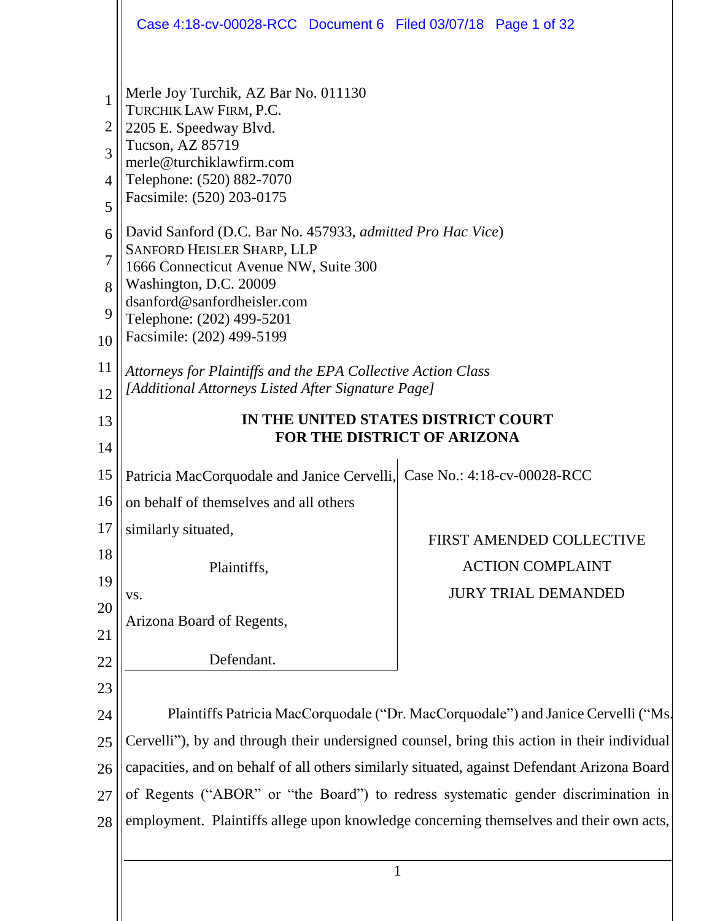Merle Joy Turchik, AZ Bar No. 011130
TURCHIK LAW FIRM, P.C.
2205 E. Speedway Blvd.
Tucson, AZ 85719
merle@turchiklawfirm.com
Telephone: (520) 882-7070
Facsimile: (520) 203-0175

David Sanford (D.C. Bar No. 457933, *admitted Pro Hac Vice*)
SANFORD HEISLER SHARP, LLP
1666 Connecticut Avenue NW, Suite 300
Washington, D.C. 20009
dsanford@sanfordheisler.com
Telephone: (202) 499-5201
Facsimile: (202) 499-5199

*Attorneys for Plaintiffs and the EPA Collective Action Class*
*[Additional Attorneys Listed After Signature Page]*

**IN THE UNITED STATES DISTRICT COURT**
**FOR THE DISTRICT OF ARIZONA**

| | |
|---|---|
| Patricia MacCorquodale and Janice Cervelli, on behalf of themselves and all others similarly situated,<br><br>Plaintiffs,<br><br>vs.<br><br>Arizona Board of Regents,<br><br>Defendant. | Case No.: 4:18-cv-00028-RCC<br><br>FIRST AMENDED COLLECTIVE ACTION COMPLAINT<br><br>JURY TRIAL DEMANDED |

Plaintiffs Patricia MacCorquodale ("Dr. MacCorquodale") and Janice Cervelli ("Ms. Cervelli"), by and through their undersigned counsel, bring this action in their individual capacities, and on behalf of all others similarly situated, against Defendant Arizona Board of Regents ("ABOR" or "the Board") to redress systematic gender discrimination in employment. Plaintiffs allege upon knowledge concerning themselves and their own acts,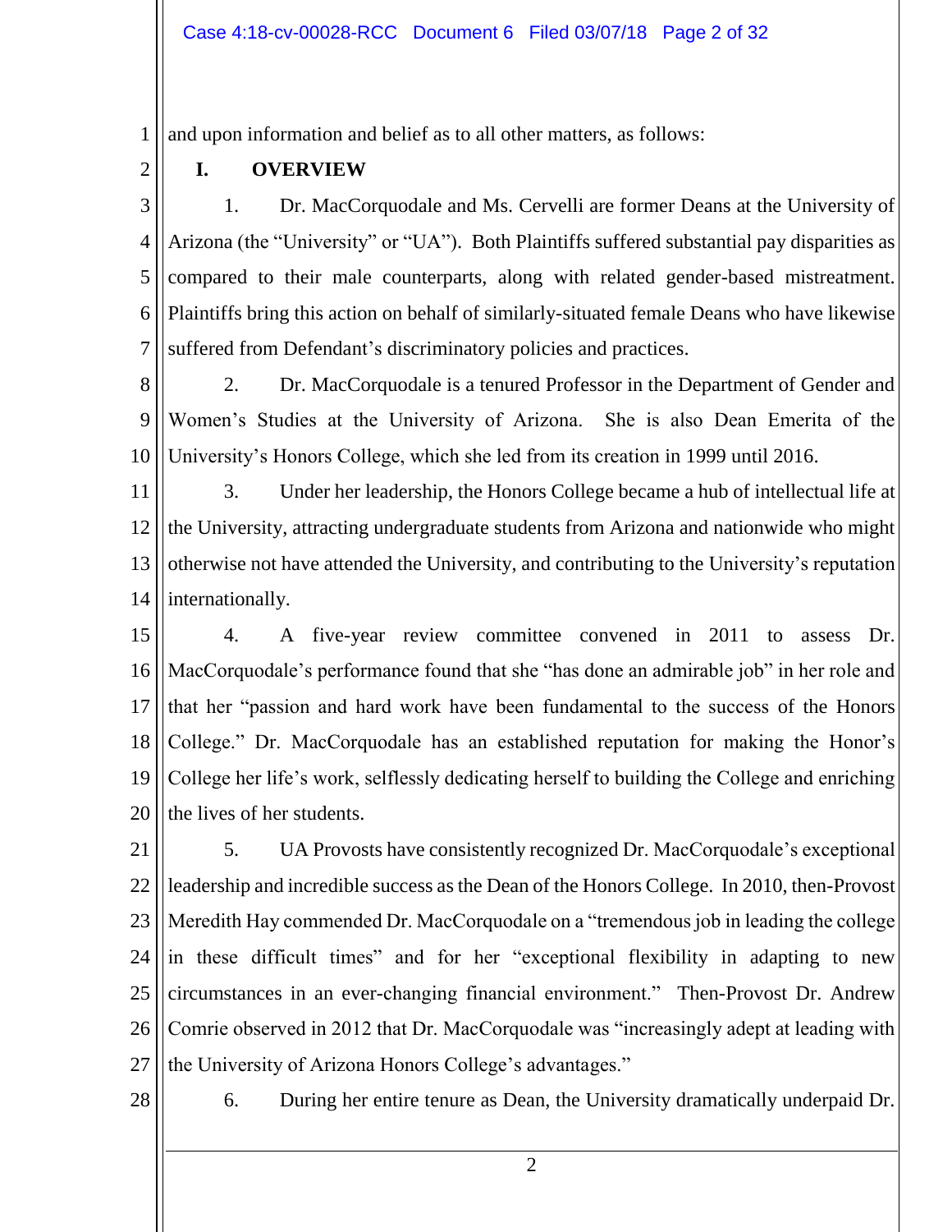and upon information and belief as to all other matters, as follows:

## I. OVERVIEW

1. Dr. MacCorquodale and Ms. Cervelli are former Deans at the University of Arizona (the "University" or "UA"). Both Plaintiffs suffered substantial pay disparities as compared to their male counterparts, along with related gender-based mistreatment. Plaintiffs bring this action on behalf of similarly-situated female Deans who have likewise suffered from Defendant's discriminatory policies and practices.

2. Dr. MacCorquodale is a tenured Professor in the Department of Gender and Women's Studies at the University of Arizona. She is also Dean Emerita of the University's Honors College, which she led from its creation in 1999 until 2016.

3. Under her leadership, the Honors College became a hub of intellectual life at the University, attracting undergraduate students from Arizona and nationwide who might otherwise not have attended the University, and contributing to the University's reputation internationally.

4. A five-year review committee convened in 2011 to assess Dr. MacCorquodale's performance found that she "has done an admirable job" in her role and that her "passion and hard work have been fundamental to the success of the Honors College." Dr. MacCorquodale has an established reputation for making the Honor's College her life's work, selflessly dedicating herself to building the College and enriching the lives of her students.

5. UA Provosts have consistently recognized Dr. MacCorquodale's exceptional leadership and incredible success as the Dean of the Honors College. In 2010, then-Provost Meredith Hay commended Dr. MacCorquodale on a "tremendous job in leading the college in these difficult times" and for her "exceptional flexibility in adapting to new circumstances in an ever-changing financial environment." Then-Provost Dr. Andrew Comrie observed in 2012 that Dr. MacCorquodale was "increasingly adept at leading with the University of Arizona Honors College's advantages."

6. During her entire tenure as Dean, the University dramatically underpaid Dr.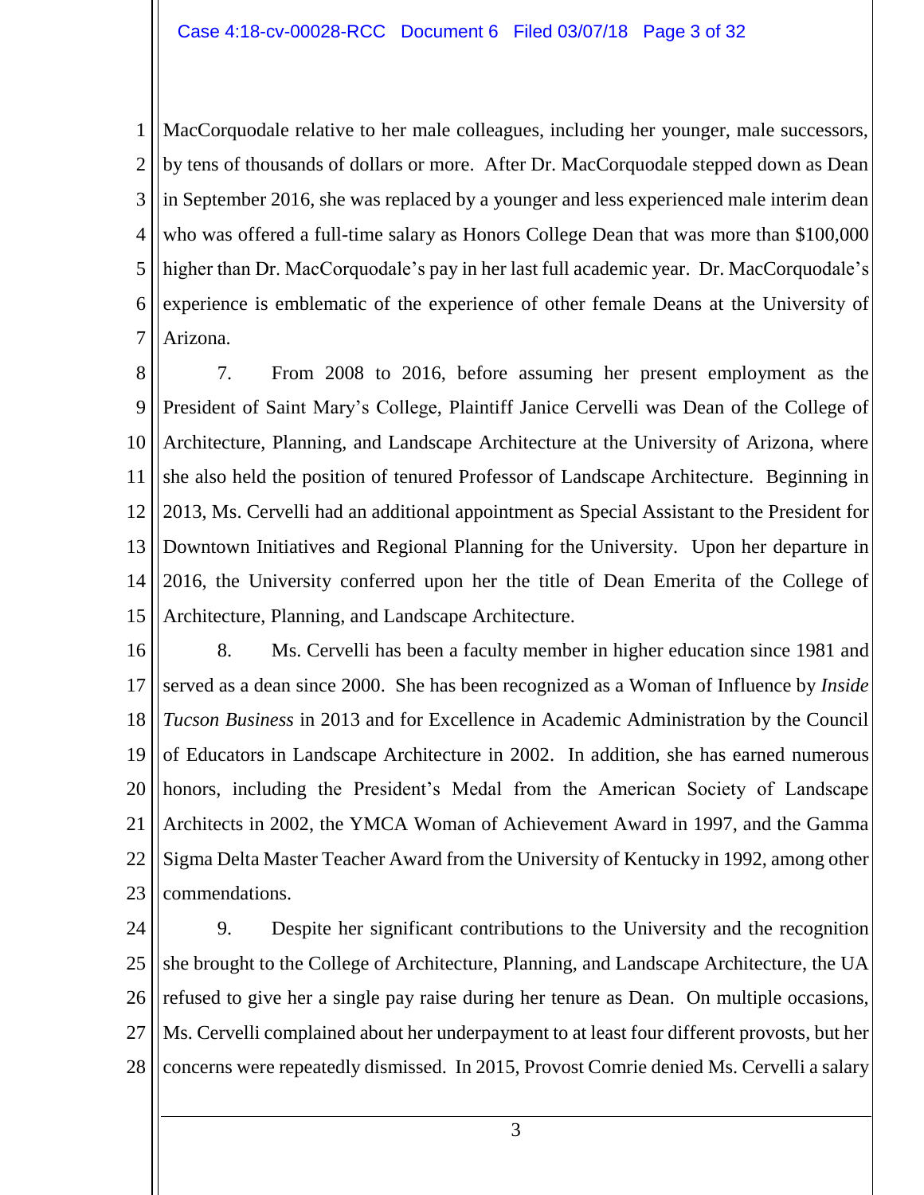MacCorquodale relative to her male colleagues, including her younger, male successors, by tens of thousands of dollars or more. After Dr. MacCorquodale stepped down as Dean in September 2016, she was replaced by a younger and less experienced male interim dean who was offered a full-time salary as Honors College Dean that was more than $100,000 higher than Dr. MacCorquodale's pay in her last full academic year. Dr. MacCorquodale's experience is emblematic of the experience of other female Deans at the University of Arizona.

7. From 2008 to 2016, before assuming her present employment as the President of Saint Mary's College, Plaintiff Janice Cervelli was Dean of the College of Architecture, Planning, and Landscape Architecture at the University of Arizona, where she also held the position of tenured Professor of Landscape Architecture. Beginning in 2013, Ms. Cervelli had an additional appointment as Special Assistant to the President for Downtown Initiatives and Regional Planning for the University. Upon her departure in 2016, the University conferred upon her the title of Dean Emerita of the College of Architecture, Planning, and Landscape Architecture.

8. Ms. Cervelli has been a faculty member in higher education since 1981 and served as a dean since 2000. She has been recognized as a Woman of Influence by *Inside Tucson Business* in 2013 and for Excellence in Academic Administration by the Council of Educators in Landscape Architecture in 2002. In addition, she has earned numerous honors, including the President's Medal from the American Society of Landscape Architects in 2002, the YMCA Woman of Achievement Award in 1997, and the Gamma Sigma Delta Master Teacher Award from the University of Kentucky in 1992, among other commendations.

9. Despite her significant contributions to the University and the recognition she brought to the College of Architecture, Planning, and Landscape Architecture, the UA refused to give her a single pay raise during her tenure as Dean. On multiple occasions, Ms. Cervelli complained about her underpayment to at least four different provosts, but her concerns were repeatedly dismissed. In 2015, Provost Comrie denied Ms. Cervelli a salary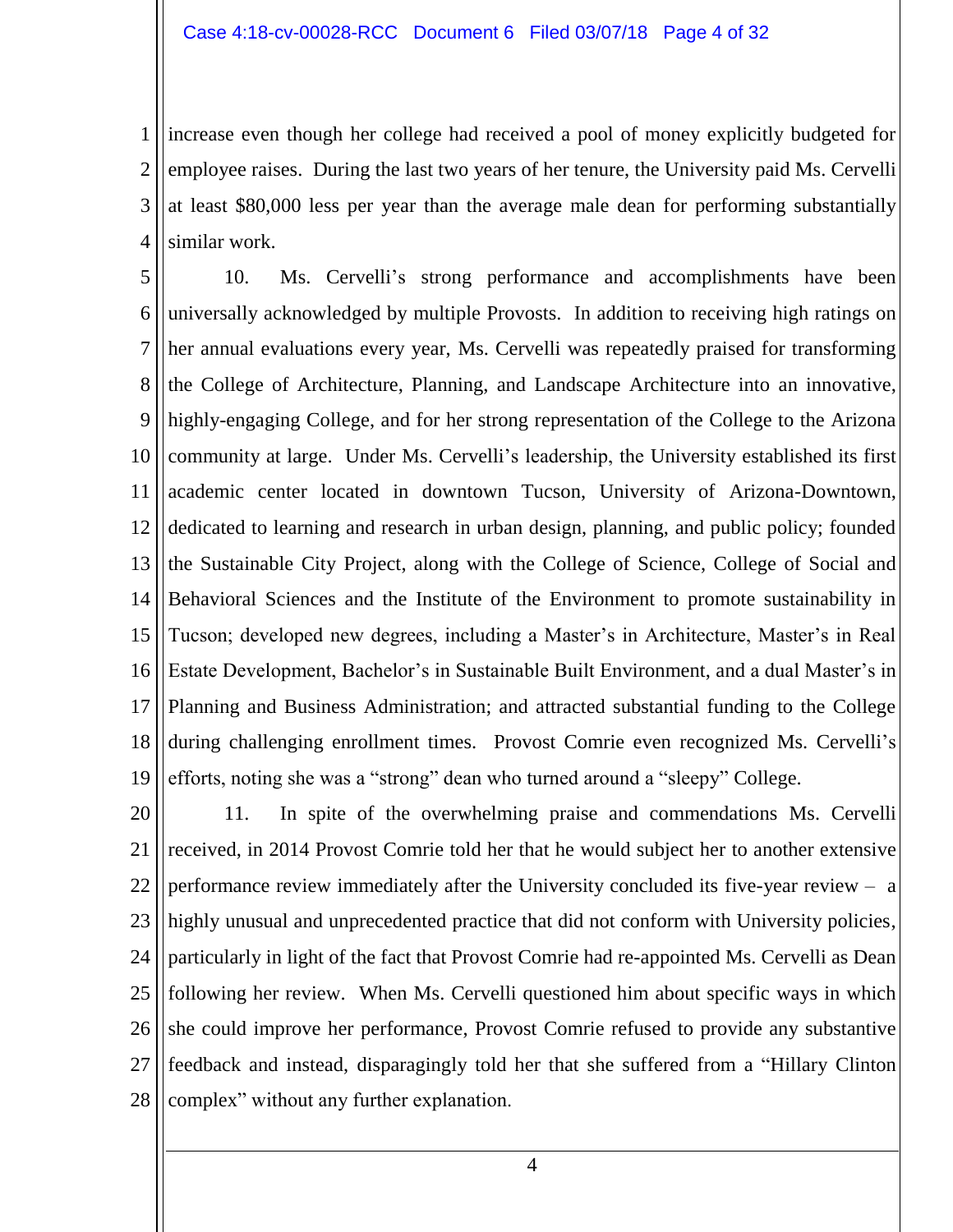increase even though her college had received a pool of money explicitly budgeted for employee raises. During the last two years of her tenure, the University paid Ms. Cervelli at least $80,000 less per year than the average male dean for performing substantially similar work.

10. Ms. Cervelli's strong performance and accomplishments have been universally acknowledged by multiple Provosts. In addition to receiving high ratings on her annual evaluations every year, Ms. Cervelli was repeatedly praised for transforming the College of Architecture, Planning, and Landscape Architecture into an innovative, highly-engaging College, and for her strong representation of the College to the Arizona community at large. Under Ms. Cervelli's leadership, the University established its first academic center located in downtown Tucson, University of Arizona-Downtown, dedicated to learning and research in urban design, planning, and public policy; founded the Sustainable City Project, along with the College of Science, College of Social and Behavioral Sciences and the Institute of the Environment to promote sustainability in Tucson; developed new degrees, including a Master's in Architecture, Master's in Real Estate Development, Bachelor's in Sustainable Built Environment, and a dual Master's in Planning and Business Administration; and attracted substantial funding to the College during challenging enrollment times. Provost Comrie even recognized Ms. Cervelli's efforts, noting she was a "strong" dean who turned around a "sleepy" College.

11. In spite of the overwhelming praise and commendations Ms. Cervelli received, in 2014 Provost Comrie told her that he would subject her to another extensive performance review immediately after the University concluded its five-year review – a highly unusual and unprecedented practice that did not conform with University policies, particularly in light of the fact that Provost Comrie had re-appointed Ms. Cervelli as Dean following her review. When Ms. Cervelli questioned him about specific ways in which she could improve her performance, Provost Comrie refused to provide any substantive feedback and instead, disparagingly told her that she suffered from a "Hillary Clinton complex" without any further explanation.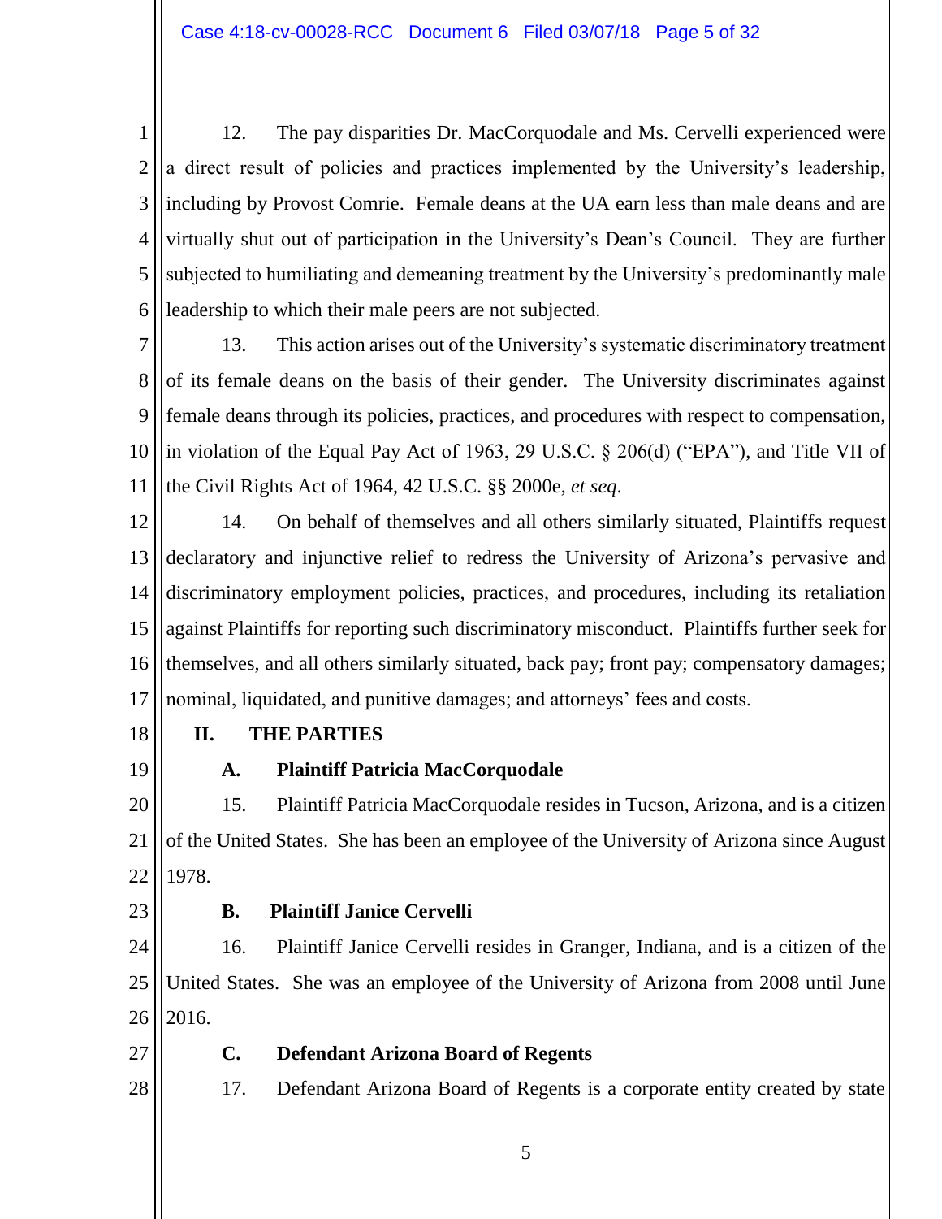12. The pay disparities Dr. MacCorquodale and Ms. Cervelli experienced were a direct result of policies and practices implemented by the University's leadership, including by Provost Comrie. Female deans at the UA earn less than male deans and are virtually shut out of participation in the University's Dean's Council. They are further subjected to humiliating and demeaning treatment by the University's predominantly male leadership to which their male peers are not subjected.

13. This action arises out of the University's systematic discriminatory treatment of its female deans on the basis of their gender. The University discriminates against female deans through its policies, practices, and procedures with respect to compensation, in violation of the Equal Pay Act of 1963, 29 U.S.C. § 206(d) ("EPA"), and Title VII of the Civil Rights Act of 1964, 42 U.S.C. §§ 2000e, *et seq*.

14. On behalf of themselves and all others similarly situated, Plaintiffs request declaratory and injunctive relief to redress the University of Arizona's pervasive and discriminatory employment policies, practices, and procedures, including its retaliation against Plaintiffs for reporting such discriminatory misconduct. Plaintiffs further seek for themselves, and all others similarly situated, back pay; front pay; compensatory damages; nominal, liquidated, and punitive damages; and attorneys' fees and costs.

## II. THE PARTIES

### A. Plaintiff Patricia MacCorquodale

15. Plaintiff Patricia MacCorquodale resides in Tucson, Arizona, and is a citizen of the United States. She has been an employee of the University of Arizona since August 1978.

### B. Plaintiff Janice Cervelli

16. Plaintiff Janice Cervelli resides in Granger, Indiana, and is a citizen of the United States. She was an employee of the University of Arizona from 2008 until June 2016.

### C. Defendant Arizona Board of Regents

17. Defendant Arizona Board of Regents is a corporate entity created by state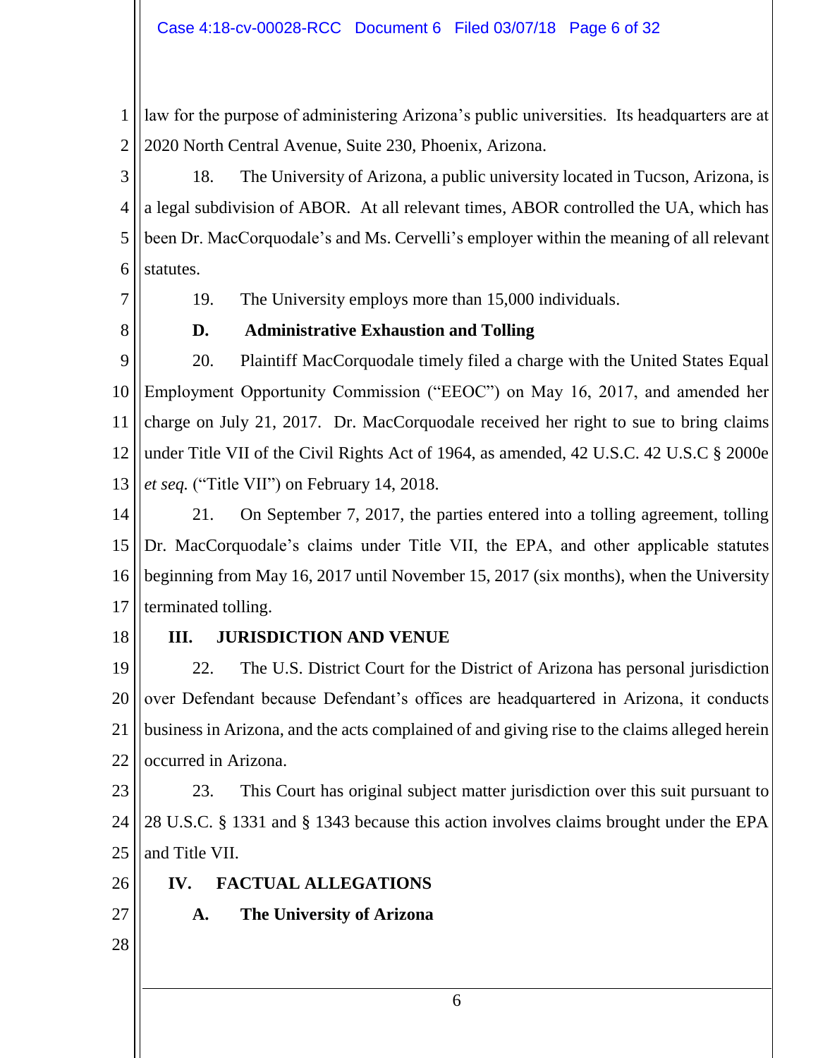law for the purpose of administering Arizona's public universities. Its headquarters are at 2020 North Central Avenue, Suite 230, Phoenix, Arizona.

18. The University of Arizona, a public university located in Tucson, Arizona, is a legal subdivision of ABOR. At all relevant times, ABOR controlled the UA, which has been Dr. MacCorquodale's and Ms. Cervelli's employer within the meaning of all relevant statutes.

19. The University employs more than 15,000 individuals.

### D. Administrative Exhaustion and Tolling

20. Plaintiff MacCorquodale timely filed a charge with the United States Equal Employment Opportunity Commission ("EEOC") on May 16, 2017, and amended her charge on July 21, 2017. Dr. MacCorquodale received her right to sue to bring claims under Title VII of the Civil Rights Act of 1964, as amended, 42 U.S.C. 42 U.S.C § 2000e *et seq.* ("Title VII") on February 14, 2018.

21. On September 7, 2017, the parties entered into a tolling agreement, tolling Dr. MacCorquodale's claims under Title VII, the EPA, and other applicable statutes beginning from May 16, 2017 until November 15, 2017 (six months), when the University terminated tolling.

## III. JURISDICTION AND VENUE

22. The U.S. District Court for the District of Arizona has personal jurisdiction over Defendant because Defendant's offices are headquartered in Arizona, it conducts business in Arizona, and the acts complained of and giving rise to the claims alleged herein occurred in Arizona.

23. This Court has original subject matter jurisdiction over this suit pursuant to 28 U.S.C. § 1331 and § 1343 because this action involves claims brought under the EPA and Title VII.

## IV. FACTUAL ALLEGATIONS

### A. The University of Arizona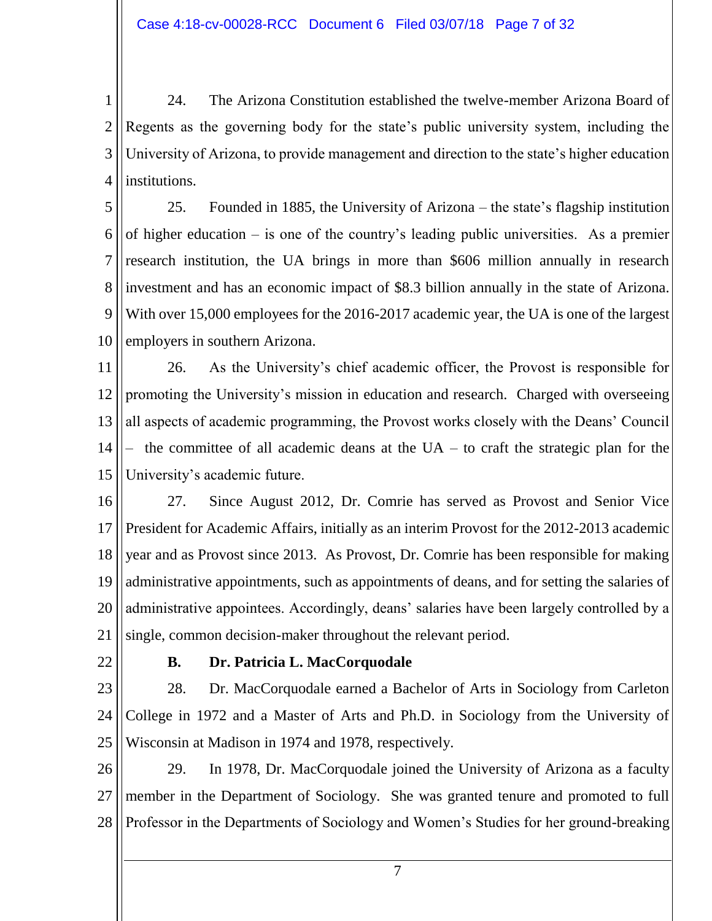24. The Arizona Constitution established the twelve-member Arizona Board of Regents as the governing body for the state's public university system, including the University of Arizona, to provide management and direction to the state's higher education institutions.

25. Founded in 1885, the University of Arizona – the state's flagship institution of higher education – is one of the country's leading public universities. As a premier research institution, the UA brings in more than $606 million annually in research investment and has an economic impact of $8.3 billion annually in the state of Arizona. With over 15,000 employees for the 2016-2017 academic year, the UA is one of the largest employers in southern Arizona.

26. As the University's chief academic officer, the Provost is responsible for promoting the University's mission in education and research. Charged with overseeing all aspects of academic programming, the Provost works closely with the Deans' Council – the committee of all academic deans at the UA – to craft the strategic plan for the University's academic future.

27. Since August 2012, Dr. Comrie has served as Provost and Senior Vice President for Academic Affairs, initially as an interim Provost for the 2012-2013 academic year and as Provost since 2013. As Provost, Dr. Comrie has been responsible for making administrative appointments, such as appointments of deans, and for setting the salaries of administrative appointees. Accordingly, deans' salaries have been largely controlled by a single, common decision-maker throughout the relevant period.

### B. Dr. Patricia L. MacCorquodale

28. Dr. MacCorquodale earned a Bachelor of Arts in Sociology from Carleton College in 1972 and a Master of Arts and Ph.D. in Sociology from the University of Wisconsin at Madison in 1974 and 1978, respectively.

29. In 1978, Dr. MacCorquodale joined the University of Arizona as a faculty member in the Department of Sociology. She was granted tenure and promoted to full Professor in the Departments of Sociology and Women's Studies for her ground-breaking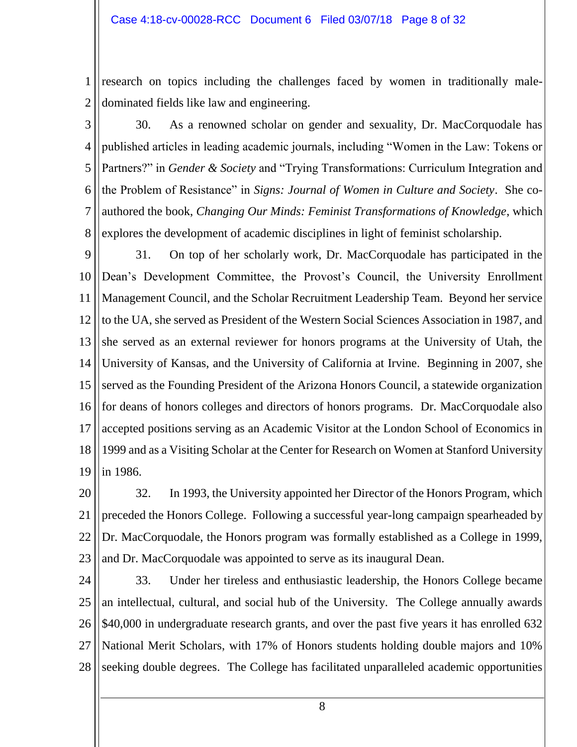research on topics including the challenges faced by women in traditionally male-dominated fields like law and engineering.

30. As a renowned scholar on gender and sexuality, Dr. MacCorquodale has published articles in leading academic journals, including "Women in the Law: Tokens or Partners?" in *Gender & Society* and "Trying Transformations: Curriculum Integration and the Problem of Resistance" in *Signs: Journal of Women in Culture and Society*. She co-authored the book, *Changing Our Minds: Feminist Transformations of Knowledge*, which explores the development of academic disciplines in light of feminist scholarship.

31. On top of her scholarly work, Dr. MacCorquodale has participated in the Dean's Development Committee, the Provost's Council, the University Enrollment Management Council, and the Scholar Recruitment Leadership Team. Beyond her service to the UA, she served as President of the Western Social Sciences Association in 1987, and she served as an external reviewer for honors programs at the University of Utah, the University of Kansas, and the University of California at Irvine. Beginning in 2007, she served as the Founding President of the Arizona Honors Council, a statewide organization for deans of honors colleges and directors of honors programs. Dr. MacCorquodale also accepted positions serving as an Academic Visitor at the London School of Economics in 1999 and as a Visiting Scholar at the Center for Research on Women at Stanford University in 1986.

32. In 1993, the University appointed her Director of the Honors Program, which preceded the Honors College. Following a successful year-long campaign spearheaded by Dr. MacCorquodale, the Honors program was formally established as a College in 1999, and Dr. MacCorquodale was appointed to serve as its inaugural Dean.

33. Under her tireless and enthusiastic leadership, the Honors College became an intellectual, cultural, and social hub of the University. The College annually awards $40,000 in undergraduate research grants, and over the past five years it has enrolled 632 National Merit Scholars, with 17% of Honors students holding double majors and 10% seeking double degrees. The College has facilitated unparalleled academic opportunities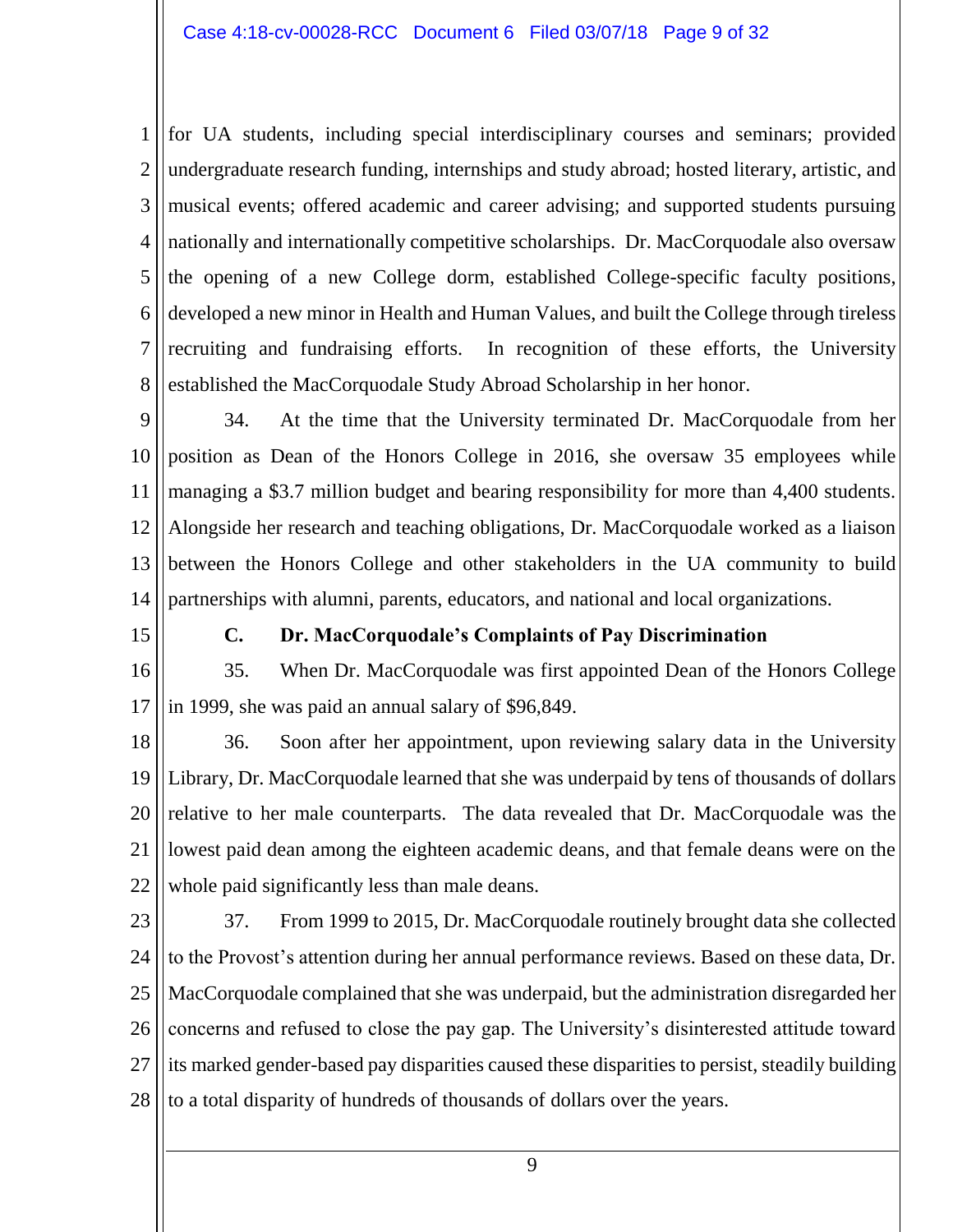for UA students, including special interdisciplinary courses and seminars; provided undergraduate research funding, internships and study abroad; hosted literary, artistic, and musical events; offered academic and career advising; and supported students pursuing nationally and internationally competitive scholarships. Dr. MacCorquodale also oversaw the opening of a new College dorm, established College-specific faculty positions, developed a new minor in Health and Human Values, and built the College through tireless recruiting and fundraising efforts. In recognition of these efforts, the University established the MacCorquodale Study Abroad Scholarship in her honor.

34. At the time that the University terminated Dr. MacCorquodale from her position as Dean of the Honors College in 2016, she oversaw 35 employees while managing a $3.7 million budget and bearing responsibility for more than 4,400 students. Alongside her research and teaching obligations, Dr. MacCorquodale worked as a liaison between the Honors College and other stakeholders in the UA community to build partnerships with alumni, parents, educators, and national and local organizations.

**C. Dr. MacCorquodale's Complaints of Pay Discrimination**

35. When Dr. MacCorquodale was first appointed Dean of the Honors College in 1999, she was paid an annual salary of $96,849.

36. Soon after her appointment, upon reviewing salary data in the University Library, Dr. MacCorquodale learned that she was underpaid by tens of thousands of dollars relative to her male counterparts. The data revealed that Dr. MacCorquodale was the lowest paid dean among the eighteen academic deans, and that female deans were on the whole paid significantly less than male deans.

37. From 1999 to 2015, Dr. MacCorquodale routinely brought data she collected to the Provost's attention during her annual performance reviews. Based on these data, Dr. MacCorquodale complained that she was underpaid, but the administration disregarded her concerns and refused to close the pay gap. The University's disinterested attitude toward its marked gender-based pay disparities caused these disparities to persist, steadily building to a total disparity of hundreds of thousands of dollars over the years.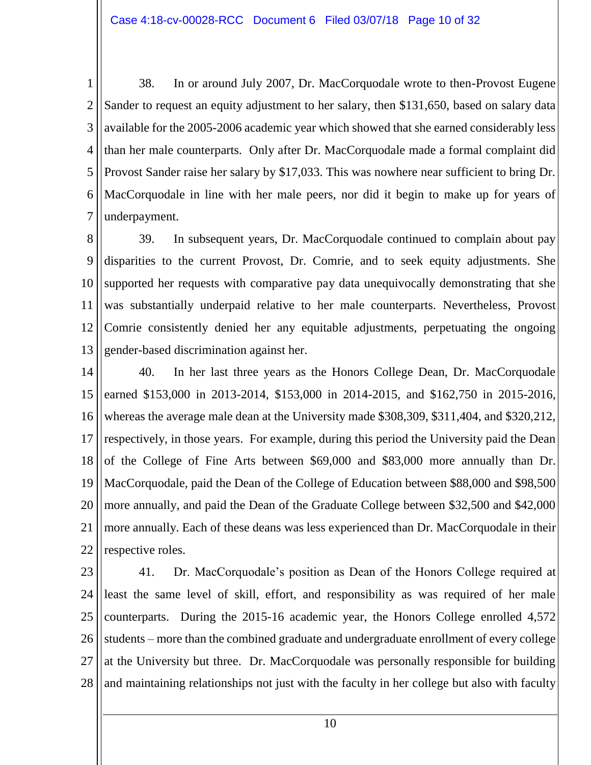38. In or around July 2007, Dr. MacCorquodale wrote to then-Provost Eugene Sander to request an equity adjustment to her salary, then $131,650, based on salary data available for the 2005-2006 academic year which showed that she earned considerably less than her male counterparts. Only after Dr. MacCorquodale made a formal complaint did Provost Sander raise her salary by $17,033. This was nowhere near sufficient to bring Dr. MacCorquodale in line with her male peers, nor did it begin to make up for years of underpayment.

39. In subsequent years, Dr. MacCorquodale continued to complain about pay disparities to the current Provost, Dr. Comrie, and to seek equity adjustments. She supported her requests with comparative pay data unequivocally demonstrating that she was substantially underpaid relative to her male counterparts. Nevertheless, Provost Comrie consistently denied her any equitable adjustments, perpetuating the ongoing gender-based discrimination against her.

40. In her last three years as the Honors College Dean, Dr. MacCorquodale earned $153,000 in 2013-2014, $153,000 in 2014-2015, and $162,750 in 2015-2016, whereas the average male dean at the University made $308,309, $311,404, and $320,212, respectively, in those years. For example, during this period the University paid the Dean of the College of Fine Arts between $69,000 and $83,000 more annually than Dr. MacCorquodale, paid the Dean of the College of Education between $88,000 and $98,500 more annually, and paid the Dean of the Graduate College between $32,500 and $42,000 more annually. Each of these deans was less experienced than Dr. MacCorquodale in their respective roles.

41. Dr. MacCorquodale's position as Dean of the Honors College required at least the same level of skill, effort, and responsibility as was required of her male counterparts. During the 2015-16 academic year, the Honors College enrolled 4,572 students – more than the combined graduate and undergraduate enrollment of every college at the University but three. Dr. MacCorquodale was personally responsible for building and maintaining relationships not just with the faculty in her college but also with faculty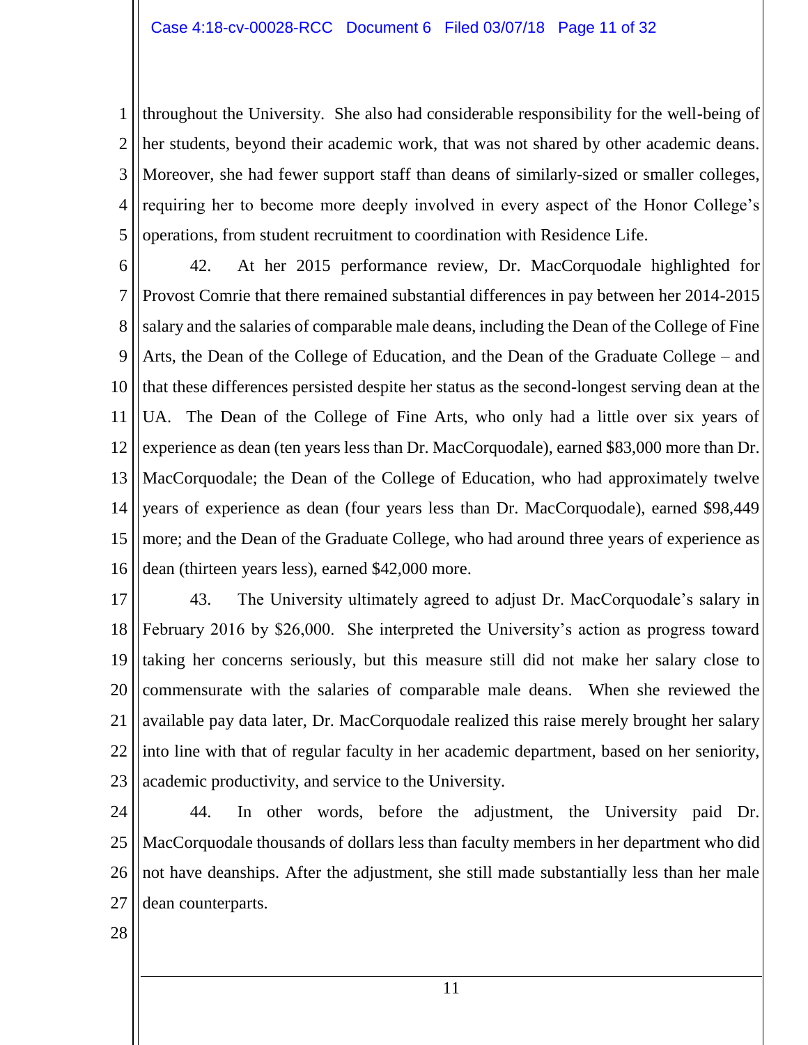throughout the University. She also had considerable responsibility for the well-being of her students, beyond their academic work, that was not shared by other academic deans. Moreover, she had fewer support staff than deans of similarly-sized or smaller colleges, requiring her to become more deeply involved in every aspect of the Honor College's operations, from student recruitment to coordination with Residence Life.

42. At her 2015 performance review, Dr. MacCorquodale highlighted for Provost Comrie that there remained substantial differences in pay between her 2014-2015 salary and the salaries of comparable male deans, including the Dean of the College of Fine Arts, the Dean of the College of Education, and the Dean of the Graduate College – and that these differences persisted despite her status as the second-longest serving dean at the UA. The Dean of the College of Fine Arts, who only had a little over six years of experience as dean (ten years less than Dr. MacCorquodale), earned $83,000 more than Dr. MacCorquodale; the Dean of the College of Education, who had approximately twelve years of experience as dean (four years less than Dr. MacCorquodale), earned $98,449 more; and the Dean of the Graduate College, who had around three years of experience as dean (thirteen years less), earned $42,000 more.

43. The University ultimately agreed to adjust Dr. MacCorquodale's salary in February 2016 by $26,000. She interpreted the University's action as progress toward taking her concerns seriously, but this measure still did not make her salary close to commensurate with the salaries of comparable male deans. When she reviewed the available pay data later, Dr. MacCorquodale realized this raise merely brought her salary into line with that of regular faculty in her academic department, based on her seniority, academic productivity, and service to the University.

44. In other words, before the adjustment, the University paid Dr. MacCorquodale thousands of dollars less than faculty members in her department who did not have deanships. After the adjustment, she still made substantially less than her male dean counterparts.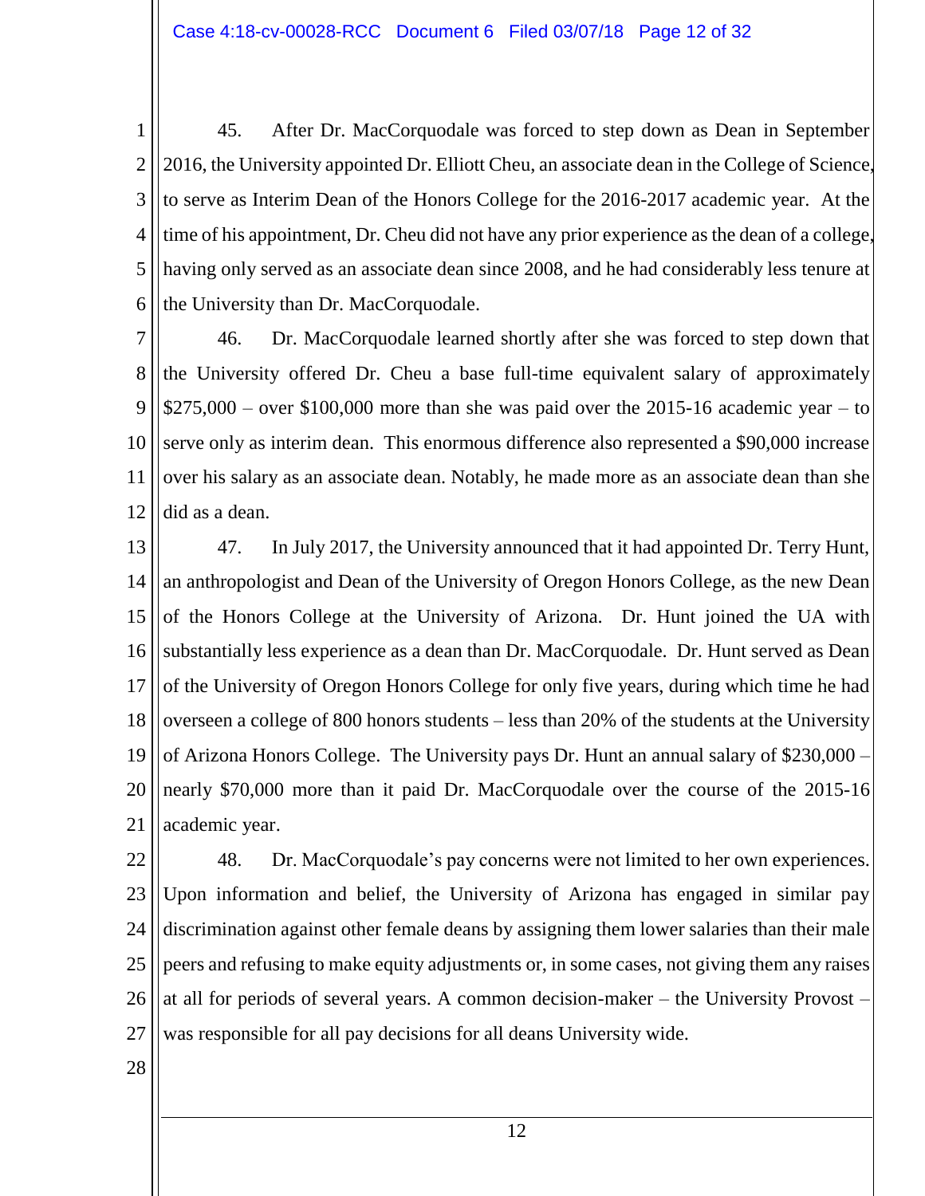45. After Dr. MacCorquodale was forced to step down as Dean in September 2016, the University appointed Dr. Elliott Cheu, an associate dean in the College of Science, to serve as Interim Dean of the Honors College for the 2016-2017 academic year. At the time of his appointment, Dr. Cheu did not have any prior experience as the dean of a college, having only served as an associate dean since 2008, and he had considerably less tenure at the University than Dr. MacCorquodale.

46. Dr. MacCorquodale learned shortly after she was forced to step down that the University offered Dr. Cheu a base full-time equivalent salary of approximately $275,000 – over $100,000 more than she was paid over the 2015-16 academic year – to serve only as interim dean. This enormous difference also represented a $90,000 increase over his salary as an associate dean. Notably, he made more as an associate dean than she did as a dean.

47. In July 2017, the University announced that it had appointed Dr. Terry Hunt, an anthropologist and Dean of the University of Oregon Honors College, as the new Dean of the Honors College at the University of Arizona. Dr. Hunt joined the UA with substantially less experience as a dean than Dr. MacCorquodale. Dr. Hunt served as Dean of the University of Oregon Honors College for only five years, during which time he had overseen a college of 800 honors students – less than 20% of the students at the University of Arizona Honors College. The University pays Dr. Hunt an annual salary of $230,000 – nearly $70,000 more than it paid Dr. MacCorquodale over the course of the 2015-16 academic year.

48. Dr. MacCorquodale's pay concerns were not limited to her own experiences. Upon information and belief, the University of Arizona has engaged in similar pay discrimination against other female deans by assigning them lower salaries than their male peers and refusing to make equity adjustments or, in some cases, not giving them any raises at all for periods of several years. A common decision-maker – the University Provost – was responsible for all pay decisions for all deans University wide.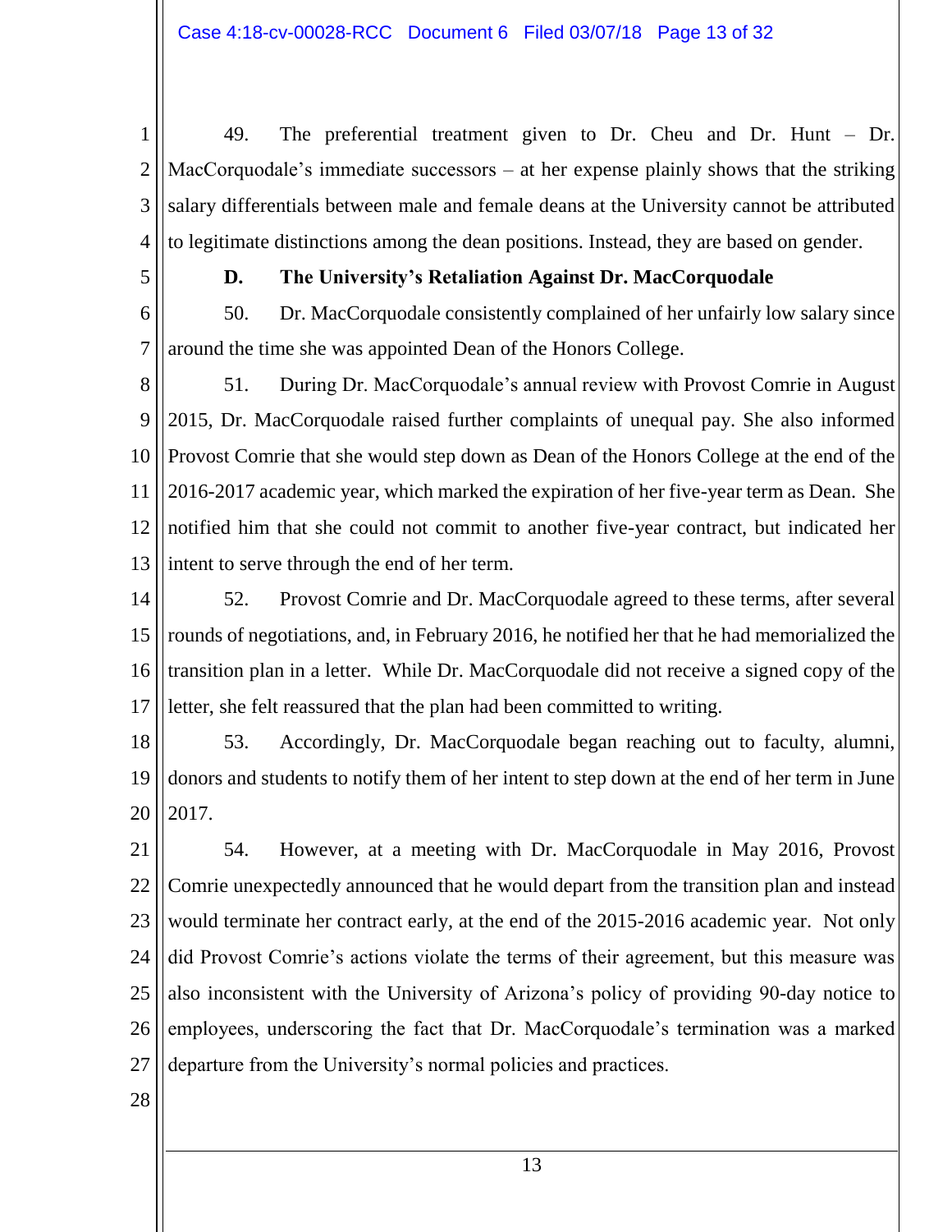49. The preferential treatment given to Dr. Cheu and Dr. Hunt – Dr. MacCorquodale's immediate successors – at her expense plainly shows that the striking salary differentials between male and female deans at the University cannot be attributed to legitimate distinctions among the dean positions. Instead, they are based on gender.

**D. The University's Retaliation Against Dr. MacCorquodale**

50. Dr. MacCorquodale consistently complained of her unfairly low salary since around the time she was appointed Dean of the Honors College.

51. During Dr. MacCorquodale's annual review with Provost Comrie in August 2015, Dr. MacCorquodale raised further complaints of unequal pay. She also informed Provost Comrie that she would step down as Dean of the Honors College at the end of the 2016-2017 academic year, which marked the expiration of her five-year term as Dean. She notified him that she could not commit to another five-year contract, but indicated her intent to serve through the end of her term.

52. Provost Comrie and Dr. MacCorquodale agreed to these terms, after several rounds of negotiations, and, in February 2016, he notified her that he had memorialized the transition plan in a letter. While Dr. MacCorquodale did not receive a signed copy of the letter, she felt reassured that the plan had been committed to writing.

53. Accordingly, Dr. MacCorquodale began reaching out to faculty, alumni, donors and students to notify them of her intent to step down at the end of her term in June 2017.

54. However, at a meeting with Dr. MacCorquodale in May 2016, Provost Comrie unexpectedly announced that he would depart from the transition plan and instead would terminate her contract early, at the end of the 2015-2016 academic year. Not only did Provost Comrie's actions violate the terms of their agreement, but this measure was also inconsistent with the University of Arizona's policy of providing 90-day notice to employees, underscoring the fact that Dr. MacCorquodale's termination was a marked departure from the University's normal policies and practices.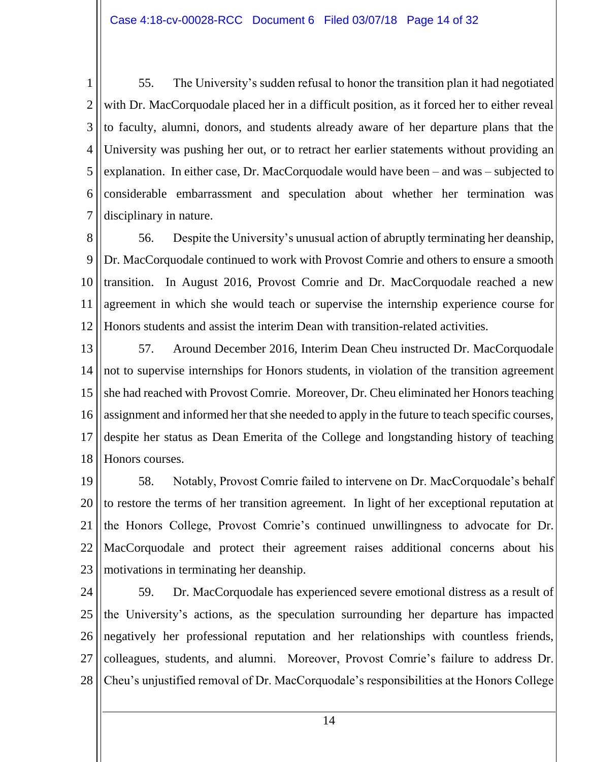55. The University's sudden refusal to honor the transition plan it had negotiated with Dr. MacCorquodale placed her in a difficult position, as it forced her to either reveal to faculty, alumni, donors, and students already aware of her departure plans that the University was pushing her out, or to retract her earlier statements without providing an explanation. In either case, Dr. MacCorquodale would have been – and was – subjected to considerable embarrassment and speculation about whether her termination was disciplinary in nature.

56. Despite the University's unusual action of abruptly terminating her deanship, Dr. MacCorquodale continued to work with Provost Comrie and others to ensure a smooth transition. In August 2016, Provost Comrie and Dr. MacCorquodale reached a new agreement in which she would teach or supervise the internship experience course for Honors students and assist the interim Dean with transition-related activities.

57. Around December 2016, Interim Dean Cheu instructed Dr. MacCorquodale not to supervise internships for Honors students, in violation of the transition agreement she had reached with Provost Comrie. Moreover, Dr. Cheu eliminated her Honors teaching assignment and informed her that she needed to apply in the future to teach specific courses, despite her status as Dean Emerita of the College and longstanding history of teaching Honors courses.

58. Notably, Provost Comrie failed to intervene on Dr. MacCorquodale's behalf to restore the terms of her transition agreement. In light of her exceptional reputation at the Honors College, Provost Comrie's continued unwillingness to advocate for Dr. MacCorquodale and protect their agreement raises additional concerns about his motivations in terminating her deanship.

59. Dr. MacCorquodale has experienced severe emotional distress as a result of the University's actions, as the speculation surrounding her departure has impacted negatively her professional reputation and her relationships with countless friends, colleagues, students, and alumni. Moreover, Provost Comrie's failure to address Dr. Cheu's unjustified removal of Dr. MacCorquodale's responsibilities at the Honors College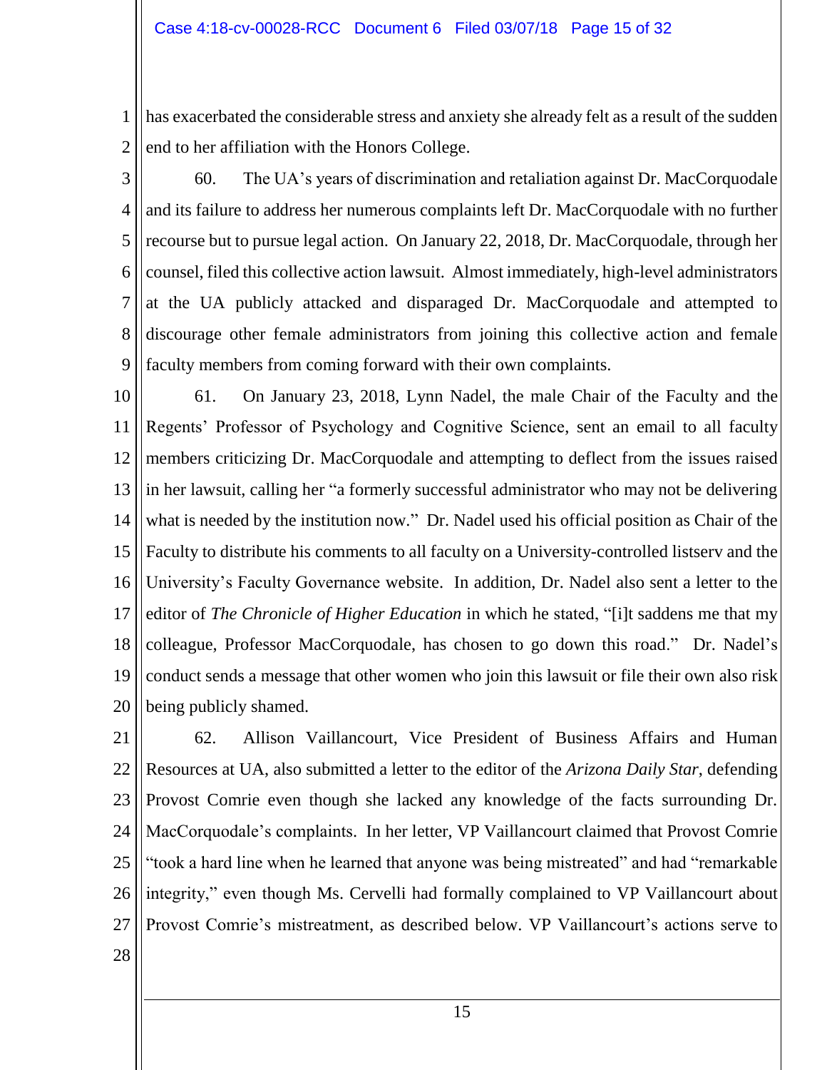has exacerbated the considerable stress and anxiety she already felt as a result of the sudden end to her affiliation with the Honors College.

60. The UA's years of discrimination and retaliation against Dr. MacCorquodale and its failure to address her numerous complaints left Dr. MacCorquodale with no further recourse but to pursue legal action. On January 22, 2018, Dr. MacCorquodale, through her counsel, filed this collective action lawsuit. Almost immediately, high-level administrators at the UA publicly attacked and disparaged Dr. MacCorquodale and attempted to discourage other female administrators from joining this collective action and female faculty members from coming forward with their own complaints.

61. On January 23, 2018, Lynn Nadel, the male Chair of the Faculty and the Regents' Professor of Psychology and Cognitive Science, sent an email to all faculty members criticizing Dr. MacCorquodale and attempting to deflect from the issues raised in her lawsuit, calling her "a formerly successful administrator who may not be delivering what is needed by the institution now." Dr. Nadel used his official position as Chair of the Faculty to distribute his comments to all faculty on a University-controlled listserv and the University's Faculty Governance website. In addition, Dr. Nadel also sent a letter to the editor of *The Chronicle of Higher Education* in which he stated, "[i]t saddens me that my colleague, Professor MacCorquodale, has chosen to go down this road." Dr. Nadel's conduct sends a message that other women who join this lawsuit or file their own also risk being publicly shamed.

62. Allison Vaillancourt, Vice President of Business Affairs and Human Resources at UA, also submitted a letter to the editor of the *Arizona Daily Star*, defending Provost Comrie even though she lacked any knowledge of the facts surrounding Dr. MacCorquodale's complaints. In her letter, VP Vaillancourt claimed that Provost Comrie "took a hard line when he learned that anyone was being mistreated" and had "remarkable integrity," even though Ms. Cervelli had formally complained to VP Vaillancourt about Provost Comrie's mistreatment, as described below. VP Vaillancourt's actions serve to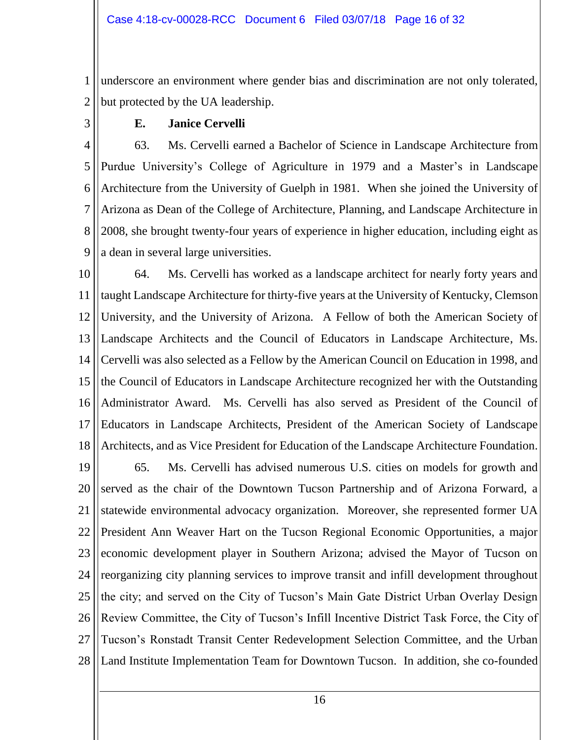underscore an environment where gender bias and discrimination are not only tolerated, but protected by the UA leadership.

**E. Janice Cervelli**

63. Ms. Cervelli earned a Bachelor of Science in Landscape Architecture from Purdue University's College of Agriculture in 1979 and a Master's in Landscape Architecture from the University of Guelph in 1981. When she joined the University of Arizona as Dean of the College of Architecture, Planning, and Landscape Architecture in 2008, she brought twenty-four years of experience in higher education, including eight as a dean in several large universities.

64. Ms. Cervelli has worked as a landscape architect for nearly forty years and taught Landscape Architecture for thirty-five years at the University of Kentucky, Clemson University, and the University of Arizona. A Fellow of both the American Society of Landscape Architects and the Council of Educators in Landscape Architecture, Ms. Cervelli was also selected as a Fellow by the American Council on Education in 1998, and the Council of Educators in Landscape Architecture recognized her with the Outstanding Administrator Award. Ms. Cervelli has also served as President of the Council of Educators in Landscape Architects, President of the American Society of Landscape Architects, and as Vice President for Education of the Landscape Architecture Foundation.

65. Ms. Cervelli has advised numerous U.S. cities on models for growth and served as the chair of the Downtown Tucson Partnership and of Arizona Forward, a statewide environmental advocacy organization. Moreover, she represented former UA President Ann Weaver Hart on the Tucson Regional Economic Opportunities, a major economic development player in Southern Arizona; advised the Mayor of Tucson on reorganizing city planning services to improve transit and infill development throughout the city; and served on the City of Tucson's Main Gate District Urban Overlay Design Review Committee, the City of Tucson's Infill Incentive District Task Force, the City of Tucson's Ronstadt Transit Center Redevelopment Selection Committee, and the Urban Land Institute Implementation Team for Downtown Tucson. In addition, she co-founded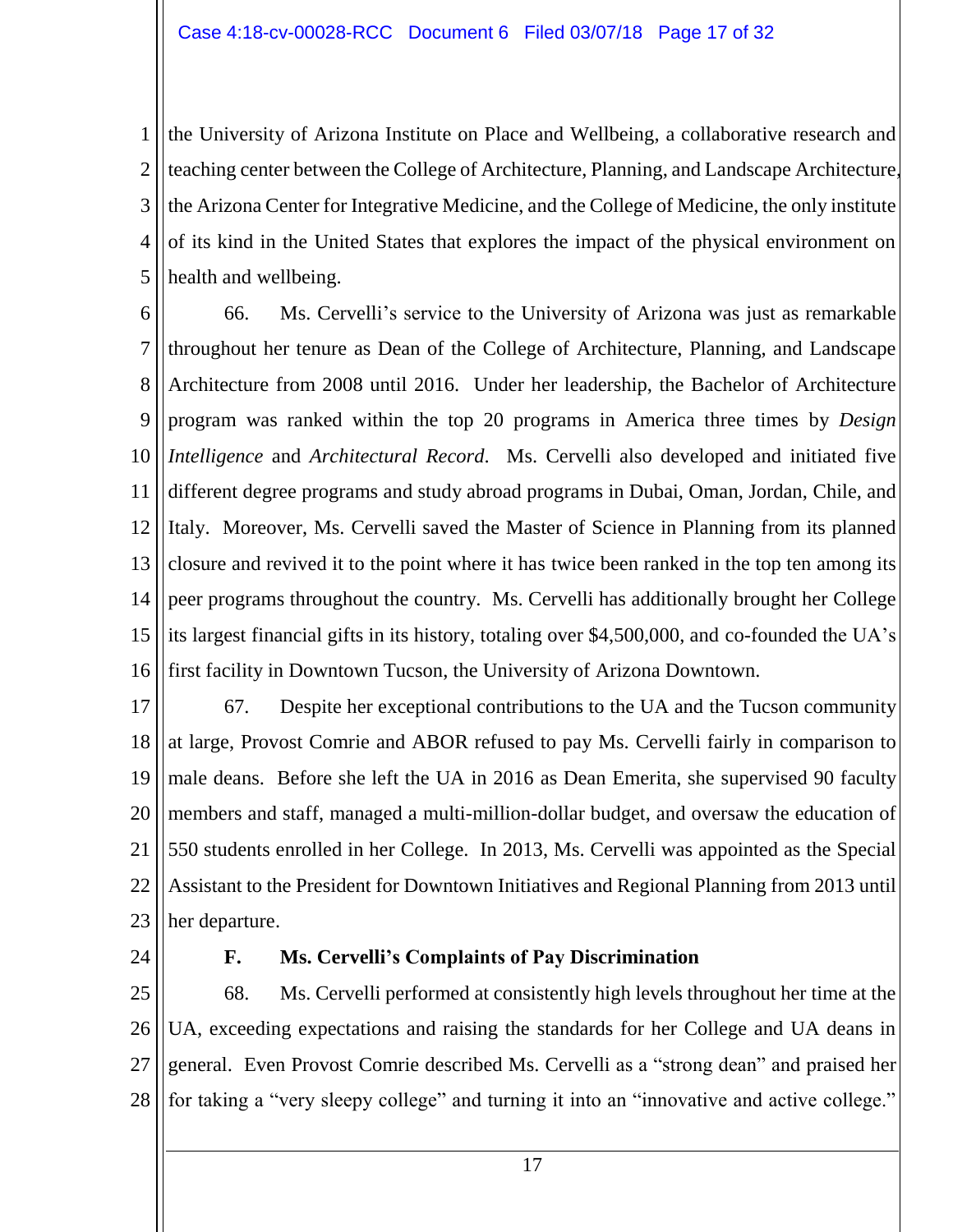the University of Arizona Institute on Place and Wellbeing, a collaborative research and teaching center between the College of Architecture, Planning, and Landscape Architecture, the Arizona Center for Integrative Medicine, and the College of Medicine, the only institute of its kind in the United States that explores the impact of the physical environment on health and wellbeing.

66. Ms. Cervelli's service to the University of Arizona was just as remarkable throughout her tenure as Dean of the College of Architecture, Planning, and Landscape Architecture from 2008 until 2016. Under her leadership, the Bachelor of Architecture program was ranked within the top 20 programs in America three times by *Design Intelligence* and *Architectural Record*. Ms. Cervelli also developed and initiated five different degree programs and study abroad programs in Dubai, Oman, Jordan, Chile, and Italy. Moreover, Ms. Cervelli saved the Master of Science in Planning from its planned closure and revived it to the point where it has twice been ranked in the top ten among its peer programs throughout the country. Ms. Cervelli has additionally brought her College its largest financial gifts in its history, totaling over $4,500,000, and co-founded the UA's first facility in Downtown Tucson, the University of Arizona Downtown.

67. Despite her exceptional contributions to the UA and the Tucson community at large, Provost Comrie and ABOR refused to pay Ms. Cervelli fairly in comparison to male deans. Before she left the UA in 2016 as Dean Emerita, she supervised 90 faculty members and staff, managed a multi-million-dollar budget, and oversaw the education of 550 students enrolled in her College. In 2013, Ms. Cervelli was appointed as the Special Assistant to the President for Downtown Initiatives and Regional Planning from 2013 until her departure.

### F. Ms. Cervelli's Complaints of Pay Discrimination

68. Ms. Cervelli performed at consistently high levels throughout her time at the UA, exceeding expectations and raising the standards for her College and UA deans in general. Even Provost Comrie described Ms. Cervelli as a "strong dean" and praised her for taking a "very sleepy college" and turning it into an "innovative and active college."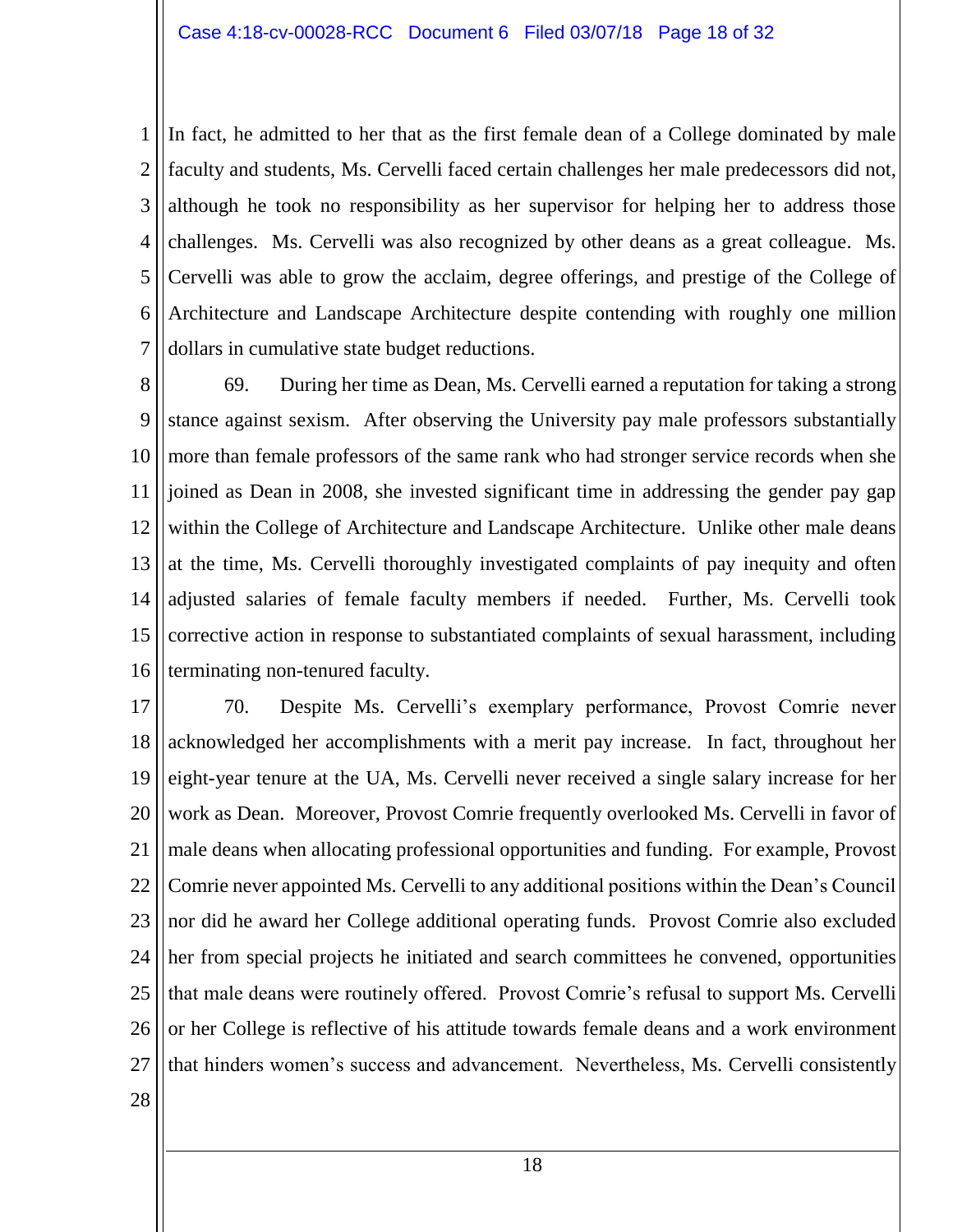In fact, he admitted to her that as the first female dean of a College dominated by male faculty and students, Ms. Cervelli faced certain challenges her male predecessors did not, although he took no responsibility as her supervisor for helping her to address those challenges. Ms. Cervelli was also recognized by other deans as a great colleague. Ms. Cervelli was able to grow the acclaim, degree offerings, and prestige of the College of Architecture and Landscape Architecture despite contending with roughly one million dollars in cumulative state budget reductions.

69. During her time as Dean, Ms. Cervelli earned a reputation for taking a strong stance against sexism. After observing the University pay male professors substantially more than female professors of the same rank who had stronger service records when she joined as Dean in 2008, she invested significant time in addressing the gender pay gap within the College of Architecture and Landscape Architecture. Unlike other male deans at the time, Ms. Cervelli thoroughly investigated complaints of pay inequity and often adjusted salaries of female faculty members if needed. Further, Ms. Cervelli took corrective action in response to substantiated complaints of sexual harassment, including terminating non-tenured faculty.

70. Despite Ms. Cervelli's exemplary performance, Provost Comrie never acknowledged her accomplishments with a merit pay increase. In fact, throughout her eight-year tenure at the UA, Ms. Cervelli never received a single salary increase for her work as Dean. Moreover, Provost Comrie frequently overlooked Ms. Cervelli in favor of male deans when allocating professional opportunities and funding. For example, Provost Comrie never appointed Ms. Cervelli to any additional positions within the Dean's Council nor did he award her College additional operating funds. Provost Comrie also excluded her from special projects he initiated and search committees he convened, opportunities that male deans were routinely offered. Provost Comrie's refusal to support Ms. Cervelli or her College is reflective of his attitude towards female deans and a work environment that hinders women's success and advancement. Nevertheless, Ms. Cervelli consistently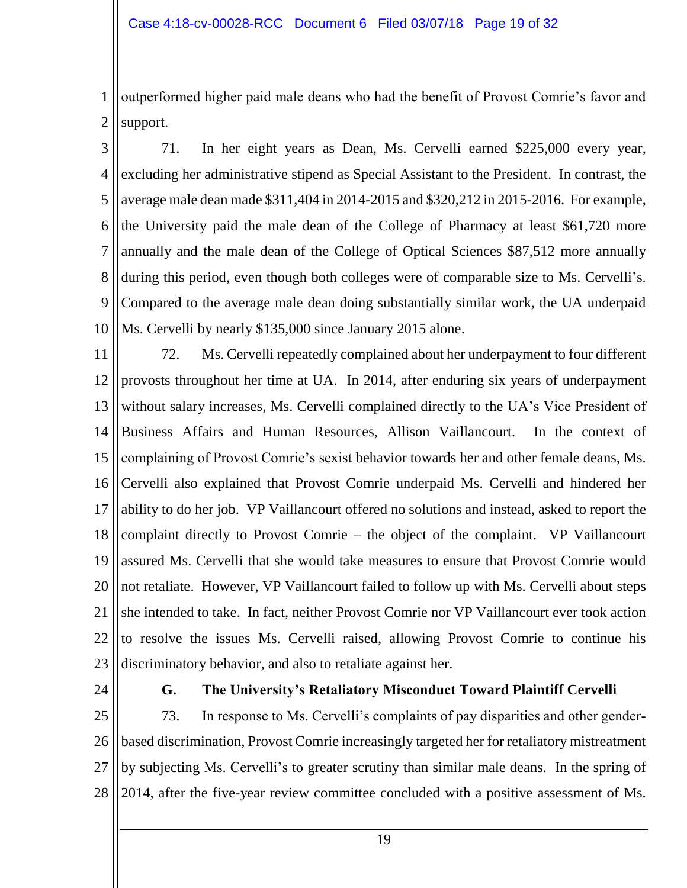outperformed higher paid male deans who had the benefit of Provost Comrie's favor and support.

71. In her eight years as Dean, Ms. Cervelli earned $225,000 every year, excluding her administrative stipend as Special Assistant to the President. In contrast, the average male dean made $311,404 in 2014-2015 and $320,212 in 2015-2016. For example, the University paid the male dean of the College of Pharmacy at least $61,720 more annually and the male dean of the College of Optical Sciences $87,512 more annually during this period, even though both colleges were of comparable size to Ms. Cervelli's. Compared to the average male dean doing substantially similar work, the UA underpaid Ms. Cervelli by nearly $135,000 since January 2015 alone.

72. Ms. Cervelli repeatedly complained about her underpayment to four different provosts throughout her time at UA. In 2014, after enduring six years of underpayment without salary increases, Ms. Cervelli complained directly to the UA's Vice President of Business Affairs and Human Resources, Allison Vaillancourt. In the context of complaining of Provost Comrie's sexist behavior towards her and other female deans, Ms. Cervelli also explained that Provost Comrie underpaid Ms. Cervelli and hindered her ability to do her job. VP Vaillancourt offered no solutions and instead, asked to report the complaint directly to Provost Comrie – the object of the complaint. VP Vaillancourt assured Ms. Cervelli that she would take measures to ensure that Provost Comrie would not retaliate. However, VP Vaillancourt failed to follow up with Ms. Cervelli about steps she intended to take. In fact, neither Provost Comrie nor VP Vaillancourt ever took action to resolve the issues Ms. Cervelli raised, allowing Provost Comrie to continue his discriminatory behavior, and also to retaliate against her.

### G. The University's Retaliatory Misconduct Toward Plaintiff Cervelli

73. In response to Ms. Cervelli's complaints of pay disparities and other gender-based discrimination, Provost Comrie increasingly targeted her for retaliatory mistreatment by subjecting Ms. Cervelli's to greater scrutiny than similar male deans. In the spring of 2014, after the five-year review committee concluded with a positive assessment of Ms.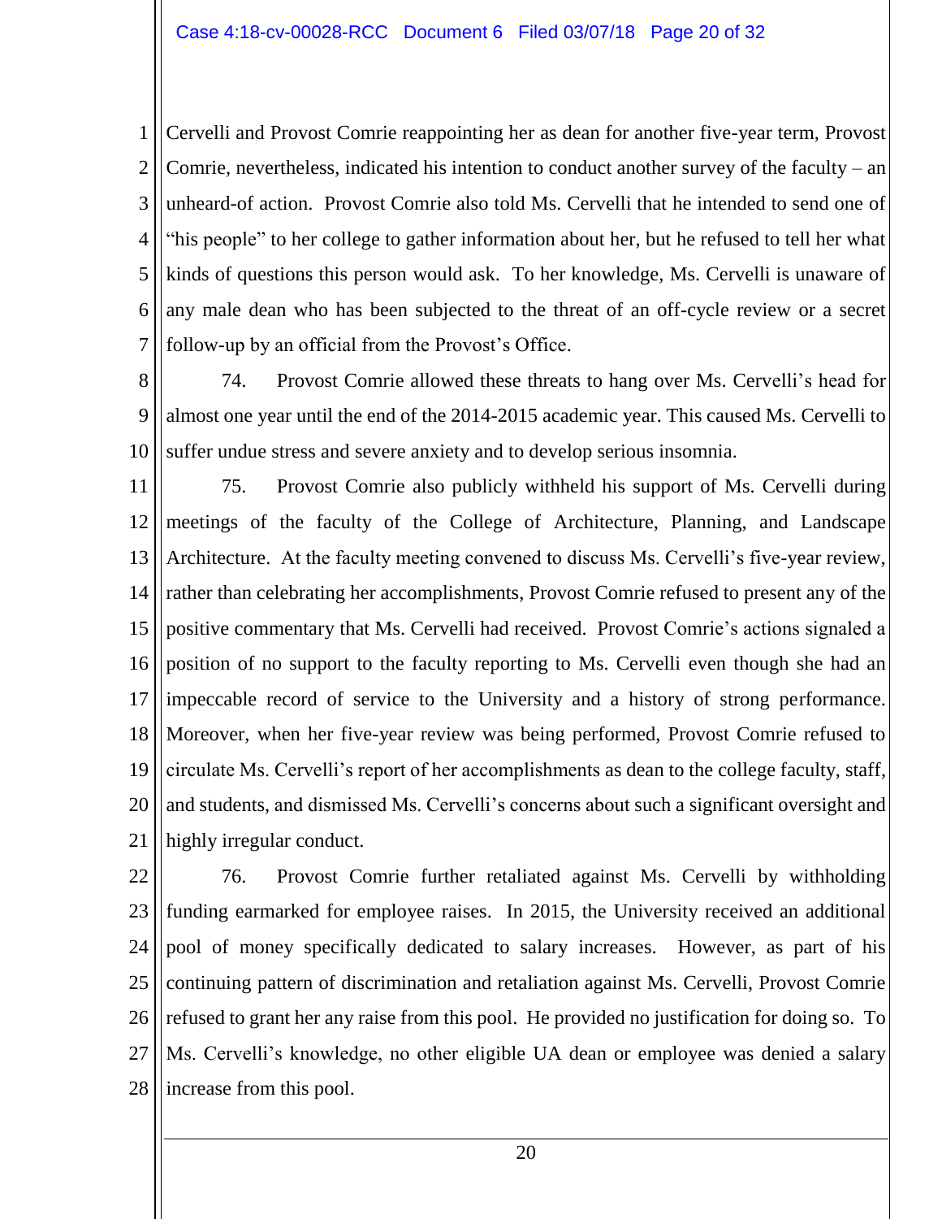Cervelli and Provost Comrie reappointing her as dean for another five-year term, Provost Comrie, nevertheless, indicated his intention to conduct another survey of the faculty – an unheard-of action. Provost Comrie also told Ms. Cervelli that he intended to send one of "his people" to her college to gather information about her, but he refused to tell her what kinds of questions this person would ask. To her knowledge, Ms. Cervelli is unaware of any male dean who has been subjected to the threat of an off-cycle review or a secret follow-up by an official from the Provost's Office.

74. Provost Comrie allowed these threats to hang over Ms. Cervelli's head for almost one year until the end of the 2014-2015 academic year. This caused Ms. Cervelli to suffer undue stress and severe anxiety and to develop serious insomnia.

75. Provost Comrie also publicly withheld his support of Ms. Cervelli during meetings of the faculty of the College of Architecture, Planning, and Landscape Architecture. At the faculty meeting convened to discuss Ms. Cervelli's five-year review, rather than celebrating her accomplishments, Provost Comrie refused to present any of the positive commentary that Ms. Cervelli had received. Provost Comrie's actions signaled a position of no support to the faculty reporting to Ms. Cervelli even though she had an impeccable record of service to the University and a history of strong performance. Moreover, when her five-year review was being performed, Provost Comrie refused to circulate Ms. Cervelli's report of her accomplishments as dean to the college faculty, staff, and students, and dismissed Ms. Cervelli's concerns about such a significant oversight and highly irregular conduct.

76. Provost Comrie further retaliated against Ms. Cervelli by withholding funding earmarked for employee raises. In 2015, the University received an additional pool of money specifically dedicated to salary increases. However, as part of his continuing pattern of discrimination and retaliation against Ms. Cervelli, Provost Comrie refused to grant her any raise from this pool. He provided no justification for doing so. To Ms. Cervelli's knowledge, no other eligible UA dean or employee was denied a salary increase from this pool.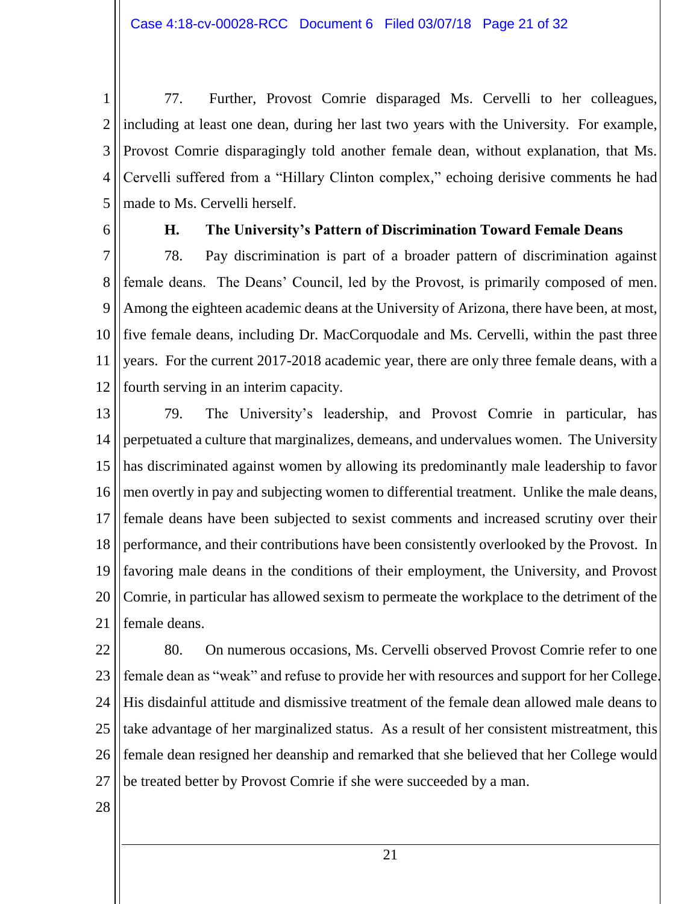77. Further, Provost Comrie disparaged Ms. Cervelli to her colleagues, including at least one dean, during her last two years with the University. For example, Provost Comrie disparagingly told another female dean, without explanation, that Ms. Cervelli suffered from a "Hillary Clinton complex," echoing derisive comments he had made to Ms. Cervelli herself.

### H. The University's Pattern of Discrimination Toward Female Deans

78. Pay discrimination is part of a broader pattern of discrimination against female deans. The Deans' Council, led by the Provost, is primarily composed of men. Among the eighteen academic deans at the University of Arizona, there have been, at most, five female deans, including Dr. MacCorquodale and Ms. Cervelli, within the past three years. For the current 2017-2018 academic year, there are only three female deans, with a fourth serving in an interim capacity.

79. The University's leadership, and Provost Comrie in particular, has perpetuated a culture that marginalizes, demeans, and undervalues women. The University has discriminated against women by allowing its predominantly male leadership to favor men overtly in pay and subjecting women to differential treatment. Unlike the male deans, female deans have been subjected to sexist comments and increased scrutiny over their performance, and their contributions have been consistently overlooked by the Provost. In favoring male deans in the conditions of their employment, the University, and Provost Comrie, in particular has allowed sexism to permeate the workplace to the detriment of the female deans.

80. On numerous occasions, Ms. Cervelli observed Provost Comrie refer to one female dean as "weak" and refuse to provide her with resources and support for her College. His disdainful attitude and dismissive treatment of the female dean allowed male deans to take advantage of her marginalized status. As a result of her consistent mistreatment, this female dean resigned her deanship and remarked that she believed that her College would be treated better by Provost Comrie if she were succeeded by a man.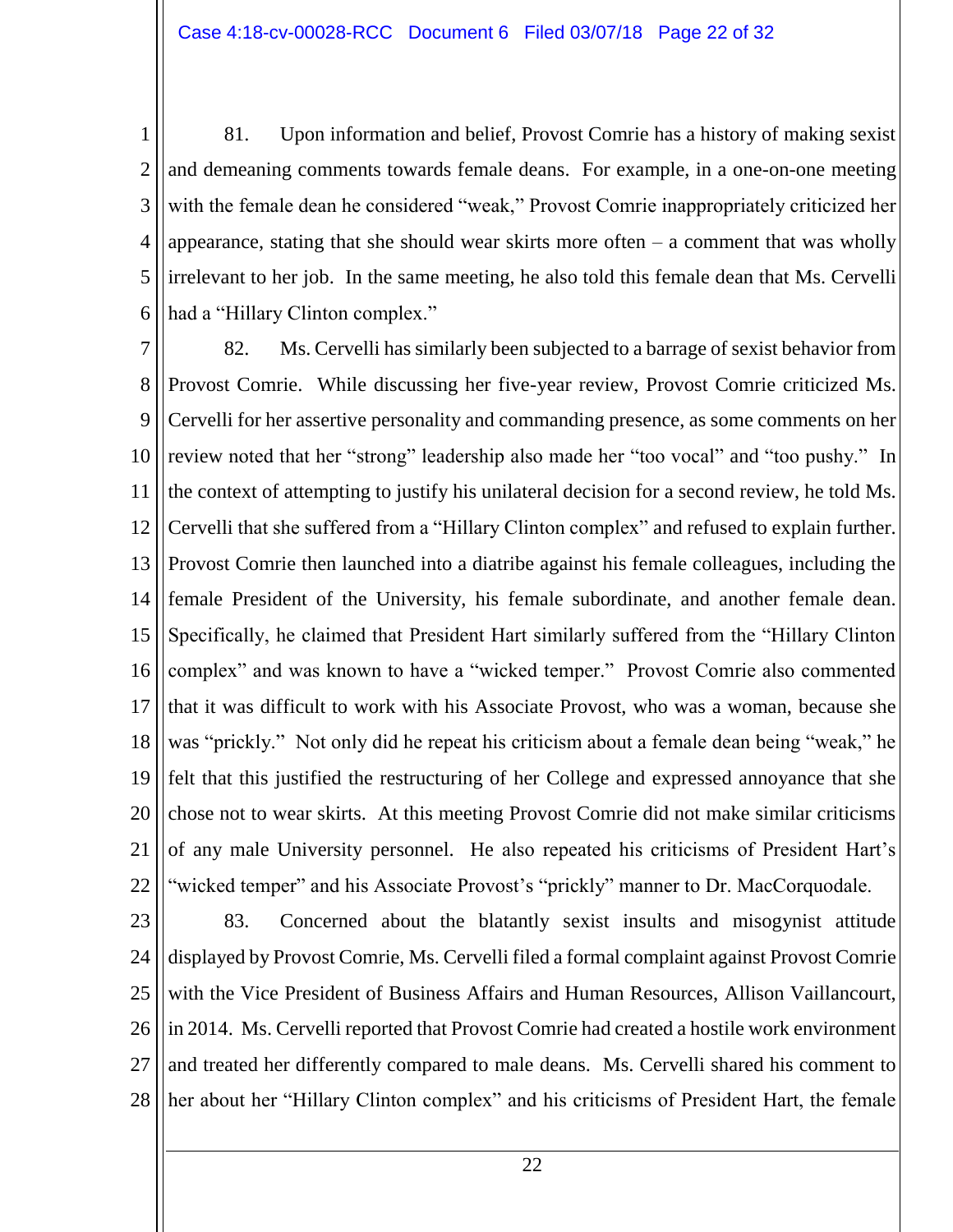81. Upon information and belief, Provost Comrie has a history of making sexist and demeaning comments towards female deans. For example, in a one-on-one meeting with the female dean he considered "weak," Provost Comrie inappropriately criticized her appearance, stating that she should wear skirts more often – a comment that was wholly irrelevant to her job. In the same meeting, he also told this female dean that Ms. Cervelli had a "Hillary Clinton complex."

82. Ms. Cervelli has similarly been subjected to a barrage of sexist behavior from Provost Comrie. While discussing her five-year review, Provost Comrie criticized Ms. Cervelli for her assertive personality and commanding presence, as some comments on her review noted that her "strong" leadership also made her "too vocal" and "too pushy." In the context of attempting to justify his unilateral decision for a second review, he told Ms. Cervelli that she suffered from a "Hillary Clinton complex" and refused to explain further. Provost Comrie then launched into a diatribe against his female colleagues, including the female President of the University, his female subordinate, and another female dean. Specifically, he claimed that President Hart similarly suffered from the "Hillary Clinton complex" and was known to have a "wicked temper." Provost Comrie also commented that it was difficult to work with his Associate Provost, who was a woman, because she was "prickly." Not only did he repeat his criticism about a female dean being "weak," he felt that this justified the restructuring of her College and expressed annoyance that she chose not to wear skirts. At this meeting Provost Comrie did not make similar criticisms of any male University personnel. He also repeated his criticisms of President Hart's "wicked temper" and his Associate Provost's "prickly" manner to Dr. MacCorquodale.

83. Concerned about the blatantly sexist insults and misogynist attitude displayed by Provost Comrie, Ms. Cervelli filed a formal complaint against Provost Comrie with the Vice President of Business Affairs and Human Resources, Allison Vaillancourt, in 2014. Ms. Cervelli reported that Provost Comrie had created a hostile work environment and treated her differently compared to male deans. Ms. Cervelli shared his comment to her about her "Hillary Clinton complex" and his criticisms of President Hart, the female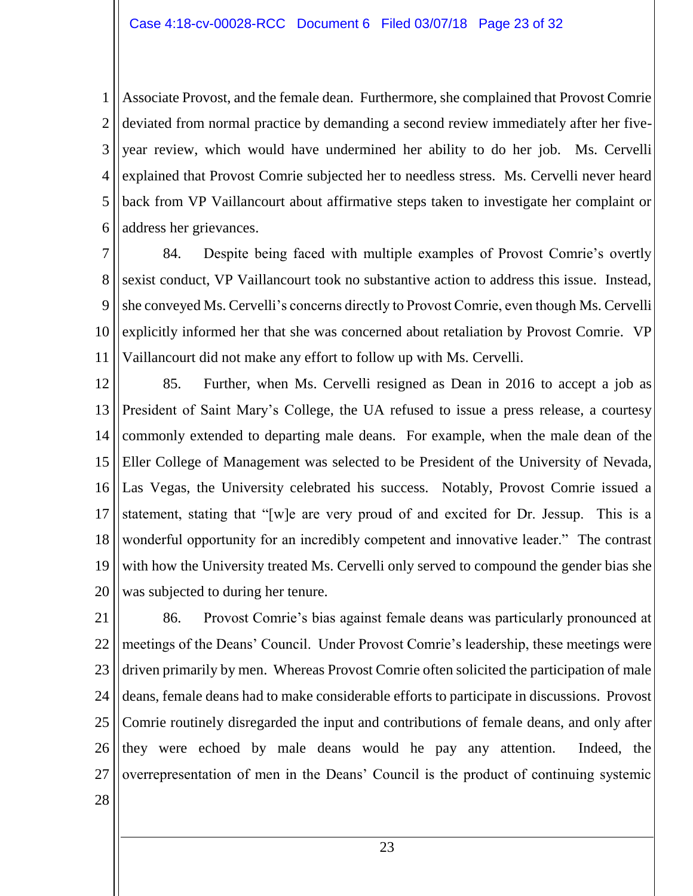Associate Provost, and the female dean. Furthermore, she complained that Provost Comrie deviated from normal practice by demanding a second review immediately after her five-year review, which would have undermined her ability to do her job. Ms. Cervelli explained that Provost Comrie subjected her to needless stress. Ms. Cervelli never heard back from VP Vaillancourt about affirmative steps taken to investigate her complaint or address her grievances.

84. Despite being faced with multiple examples of Provost Comrie's overtly sexist conduct, VP Vaillancourt took no substantive action to address this issue. Instead, she conveyed Ms. Cervelli's concerns directly to Provost Comrie, even though Ms. Cervelli explicitly informed her that she was concerned about retaliation by Provost Comrie. VP Vaillancourt did not make any effort to follow up with Ms. Cervelli.

85. Further, when Ms. Cervelli resigned as Dean in 2016 to accept a job as President of Saint Mary's College, the UA refused to issue a press release, a courtesy commonly extended to departing male deans. For example, when the male dean of the Eller College of Management was selected to be President of the University of Nevada, Las Vegas, the University celebrated his success. Notably, Provost Comrie issued a statement, stating that "[w]e are very proud of and excited for Dr. Jessup. This is a wonderful opportunity for an incredibly competent and innovative leader." The contrast with how the University treated Ms. Cervelli only served to compound the gender bias she was subjected to during her tenure.

86. Provost Comrie's bias against female deans was particularly pronounced at meetings of the Deans' Council. Under Provost Comrie's leadership, these meetings were driven primarily by men. Whereas Provost Comrie often solicited the participation of male deans, female deans had to make considerable efforts to participate in discussions. Provost Comrie routinely disregarded the input and contributions of female deans, and only after they were echoed by male deans would he pay any attention. Indeed, the overrepresentation of men in the Deans' Council is the product of continuing systemic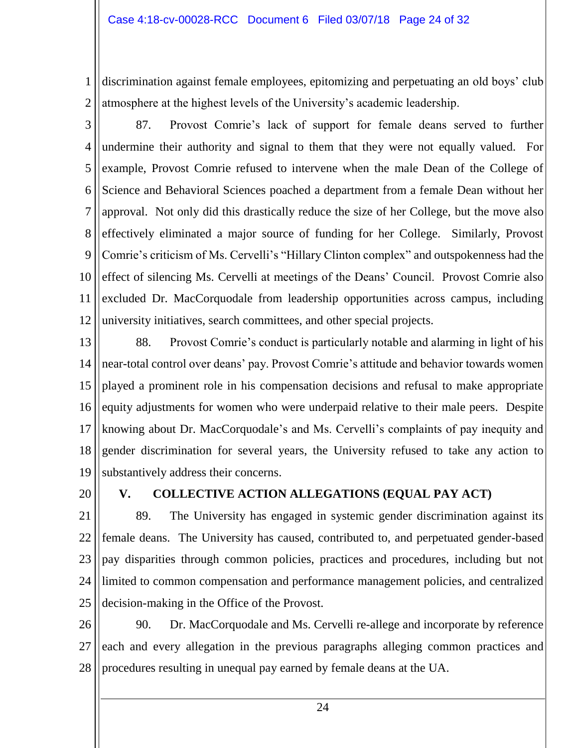discrimination against female employees, epitomizing and perpetuating an old boys' club atmosphere at the highest levels of the University's academic leadership.

87. Provost Comrie's lack of support for female deans served to further undermine their authority and signal to them that they were not equally valued. For example, Provost Comrie refused to intervene when the male Dean of the College of Science and Behavioral Sciences poached a department from a female Dean without her approval. Not only did this drastically reduce the size of her College, but the move also effectively eliminated a major source of funding for her College. Similarly, Provost Comrie's criticism of Ms. Cervelli's "Hillary Clinton complex" and outspokenness had the effect of silencing Ms. Cervelli at meetings of the Deans' Council. Provost Comrie also excluded Dr. MacCorquodale from leadership opportunities across campus, including university initiatives, search committees, and other special projects.

88. Provost Comrie's conduct is particularly notable and alarming in light of his near-total control over deans' pay. Provost Comrie's attitude and behavior towards women played a prominent role in his compensation decisions and refusal to make appropriate equity adjustments for women who were underpaid relative to their male peers. Despite knowing about Dr. MacCorquodale's and Ms. Cervelli's complaints of pay inequity and gender discrimination for several years, the University refused to take any action to substantively address their concerns.

## V. COLLECTIVE ACTION ALLEGATIONS (EQUAL PAY ACT)

89. The University has engaged in systemic gender discrimination against its female deans. The University has caused, contributed to, and perpetuated gender-based pay disparities through common policies, practices and procedures, including but not limited to common compensation and performance management policies, and centralized decision-making in the Office of the Provost.

90. Dr. MacCorquodale and Ms. Cervelli re-allege and incorporate by reference each and every allegation in the previous paragraphs alleging common practices and procedures resulting in unequal pay earned by female deans at the UA.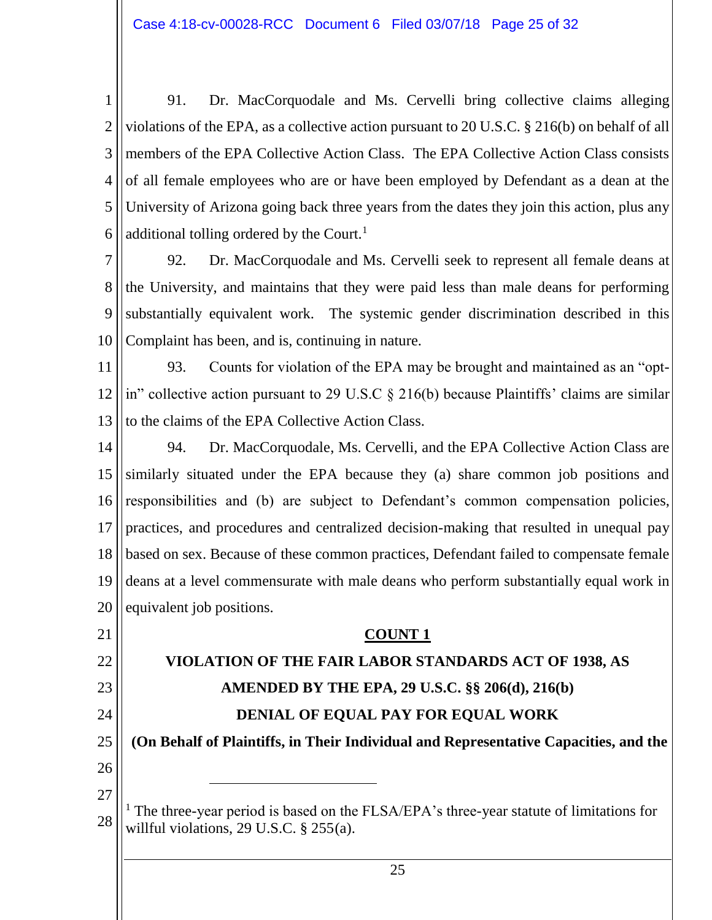91. Dr. MacCorquodale and Ms. Cervelli bring collective claims alleging violations of the EPA, as a collective action pursuant to 20 U.S.C. § 216(b) on behalf of all members of the EPA Collective Action Class. The EPA Collective Action Class consists of all female employees who are or have been employed by Defendant as a dean at the University of Arizona going back three years from the dates they join this action, plus any additional tolling ordered by the Court.[1]

92. Dr. MacCorquodale and Ms. Cervelli seek to represent all female deans at the University, and maintains that they were paid less than male deans for performing substantially equivalent work. The systemic gender discrimination described in this Complaint has been, and is, continuing in nature.

93. Counts for violation of the EPA may be brought and maintained as an "opt-in" collective action pursuant to 29 U.S.C § 216(b) because Plaintiffs' claims are similar to the claims of the EPA Collective Action Class.

94. Dr. MacCorquodale, Ms. Cervelli, and the EPA Collective Action Class are similarly situated under the EPA because they (a) share common job positions and responsibilities and (b) are subject to Defendant's common compensation policies, practices, and procedures and centralized decision-making that resulted in unequal pay based on sex. Because of these common practices, Defendant failed to compensate female deans at a level commensurate with male deans who perform substantially equal work in equivalent job positions.

## COUNT 1

### VIOLATION OF THE FAIR LABOR STANDARDS ACT OF 1938, AS AMENDED BY THE EPA, 29 U.S.C. §§ 206(d), 216(b)

### DENIAL OF EQUAL PAY FOR EQUAL WORK

**(On Behalf of Plaintiffs, in Their Individual and Representative Capacities, and the**

---

[1] The three-year period is based on the FLSA/EPA's three-year statute of limitations for willful violations, 29 U.S.C. § 255(a).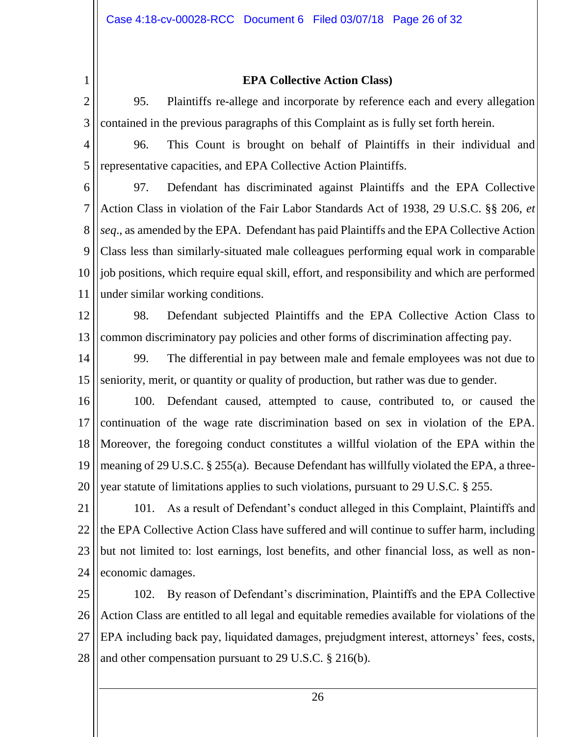**EPA Collective Action Class)**

95. Plaintiffs re-allege and incorporate by reference each and every allegation contained in the previous paragraphs of this Complaint as is fully set forth herein.

96. This Count is brought on behalf of Plaintiffs in their individual and representative capacities, and EPA Collective Action Plaintiffs.

97. Defendant has discriminated against Plaintiffs and the EPA Collective Action Class in violation of the Fair Labor Standards Act of 1938, 29 U.S.C. §§ 206, *et seq*., as amended by the EPA. Defendant has paid Plaintiffs and the EPA Collective Action Class less than similarly-situated male colleagues performing equal work in comparable job positions, which require equal skill, effort, and responsibility and which are performed under similar working conditions.

98. Defendant subjected Plaintiffs and the EPA Collective Action Class to common discriminatory pay policies and other forms of discrimination affecting pay.

99. The differential in pay between male and female employees was not due to seniority, merit, or quantity or quality of production, but rather was due to gender.

100. Defendant caused, attempted to cause, contributed to, or caused the continuation of the wage rate discrimination based on sex in violation of the EPA. Moreover, the foregoing conduct constitutes a willful violation of the EPA within the meaning of 29 U.S.C. § 255(a). Because Defendant has willfully violated the EPA, a three-year statute of limitations applies to such violations, pursuant to 29 U.S.C. § 255.

101. As a result of Defendant's conduct alleged in this Complaint, Plaintiffs and the EPA Collective Action Class have suffered and will continue to suffer harm, including but not limited to: lost earnings, lost benefits, and other financial loss, as well as non-economic damages.

102. By reason of Defendant's discrimination, Plaintiffs and the EPA Collective Action Class are entitled to all legal and equitable remedies available for violations of the EPA including back pay, liquidated damages, prejudgment interest, attorneys' fees, costs, and other compensation pursuant to 29 U.S.C. § 216(b).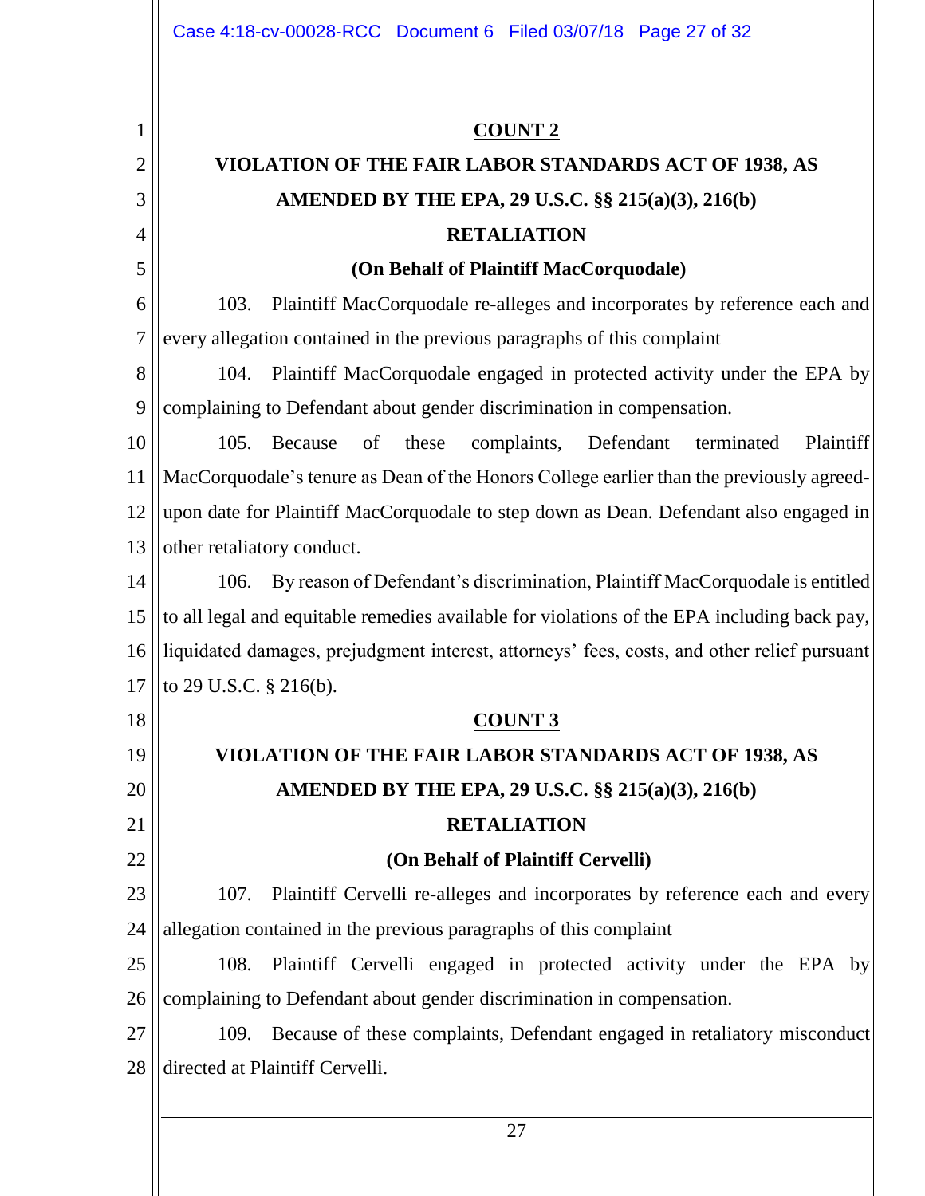**COUNT 2**

**VIOLATION OF THE FAIR LABOR STANDARDS ACT OF 1938, AS AMENDED BY THE EPA, 29 U.S.C. §§ 215(a)(3), 216(b)**

**RETALIATION**

**(On Behalf of Plaintiff MacCorquodale)**

103. Plaintiff MacCorquodale re-alleges and incorporates by reference each and every allegation contained in the previous paragraphs of this complaint

104. Plaintiff MacCorquodale engaged in protected activity under the EPA by complaining to Defendant about gender discrimination in compensation.

105. Because of these complaints, Defendant terminated Plaintiff MacCorquodale's tenure as Dean of the Honors College earlier than the previously agreed-upon date for Plaintiff MacCorquodale to step down as Dean. Defendant also engaged in other retaliatory conduct.

106. By reason of Defendant's discrimination, Plaintiff MacCorquodale is entitled to all legal and equitable remedies available for violations of the EPA including back pay, liquidated damages, prejudgment interest, attorneys' fees, costs, and other relief pursuant to 29 U.S.C. § 216(b).

**COUNT 3**

**VIOLATION OF THE FAIR LABOR STANDARDS ACT OF 1938, AS AMENDED BY THE EPA, 29 U.S.C. §§ 215(a)(3), 216(b)**

**RETALIATION**

**(On Behalf of Plaintiff Cervelli)**

107. Plaintiff Cervelli re-alleges and incorporates by reference each and every allegation contained in the previous paragraphs of this complaint

108. Plaintiff Cervelli engaged in protected activity under the EPA by complaining to Defendant about gender discrimination in compensation.

109. Because of these complaints, Defendant engaged in retaliatory misconduct directed at Plaintiff Cervelli.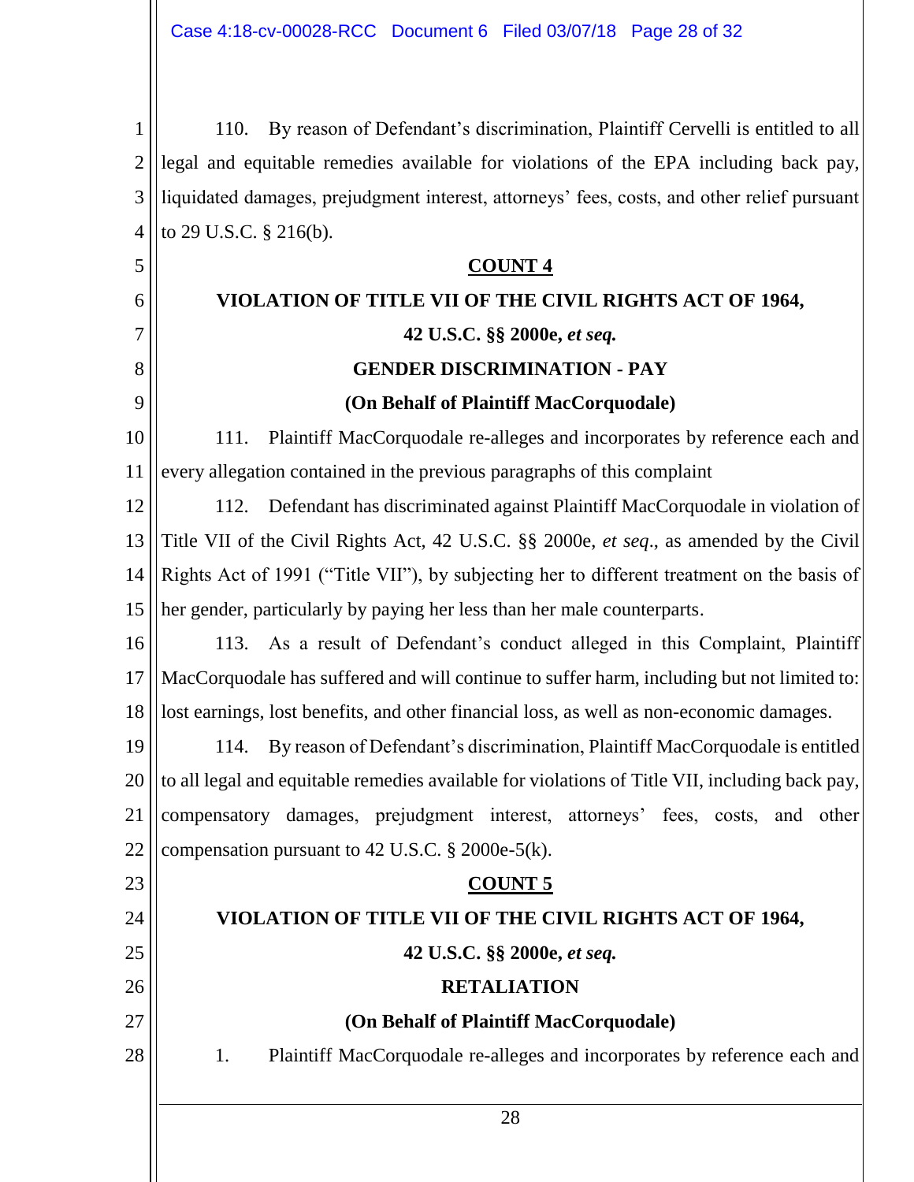110. By reason of Defendant's discrimination, Plaintiff Cervelli is entitled to all legal and equitable remedies available for violations of the EPA including back pay, liquidated damages, prejudgment interest, attorneys' fees, costs, and other relief pursuant to 29 U.S.C. § 216(b).

**COUNT 4**

**VIOLATION OF TITLE VII OF THE CIVIL RIGHTS ACT OF 1964,**

**42 U.S.C. §§ 2000e, *et seq.***

**GENDER DISCRIMINATION - PAY**

**(On Behalf of Plaintiff MacCorquodale)**

111. Plaintiff MacCorquodale re-alleges and incorporates by reference each and every allegation contained in the previous paragraphs of this complaint

112. Defendant has discriminated against Plaintiff MacCorquodale in violation of Title VII of the Civil Rights Act, 42 U.S.C. §§ 2000e, *et seq*., as amended by the Civil Rights Act of 1991 ("Title VII"), by subjecting her to different treatment on the basis of her gender, particularly by paying her less than her male counterparts.

113. As a result of Defendant's conduct alleged in this Complaint, Plaintiff MacCorquodale has suffered and will continue to suffer harm, including but not limited to: lost earnings, lost benefits, and other financial loss, as well as non-economic damages.

114. By reason of Defendant's discrimination, Plaintiff MacCorquodale is entitled to all legal and equitable remedies available for violations of Title VII, including back pay, compensatory damages, prejudgment interest, attorneys' fees, costs, and other compensation pursuant to 42 U.S.C. § 2000e-5(k).

**COUNT 5**

**VIOLATION OF TITLE VII OF THE CIVIL RIGHTS ACT OF 1964,**

**42 U.S.C. §§ 2000e, *et seq.***

**RETALIATION**

**(On Behalf of Plaintiff MacCorquodale)**

1. Plaintiff MacCorquodale re-alleges and incorporates by reference each and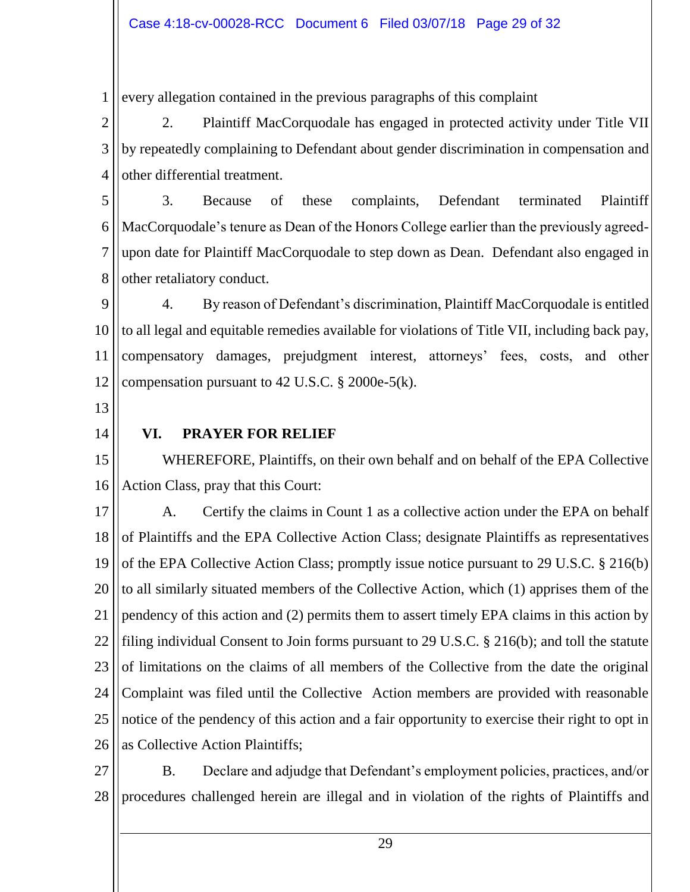every allegation contained in the previous paragraphs of this complaint

2. Plaintiff MacCorquodale has engaged in protected activity under Title VII by repeatedly complaining to Defendant about gender discrimination in compensation and other differential treatment.

3. Because of these complaints, Defendant terminated Plaintiff MacCorquodale's tenure as Dean of the Honors College earlier than the previously agreed-upon date for Plaintiff MacCorquodale to step down as Dean. Defendant also engaged in other retaliatory conduct.

4. By reason of Defendant's discrimination, Plaintiff MacCorquodale is entitled to all legal and equitable remedies available for violations of Title VII, including back pay, compensatory damages, prejudgment interest, attorneys' fees, costs, and other compensation pursuant to 42 U.S.C. § 2000e-5(k).

## VI. PRAYER FOR RELIEF

WHEREFORE, Plaintiffs, on their own behalf and on behalf of the EPA Collective Action Class, pray that this Court:

A. Certify the claims in Count 1 as a collective action under the EPA on behalf of Plaintiffs and the EPA Collective Action Class; designate Plaintiffs as representatives of the EPA Collective Action Class; promptly issue notice pursuant to 29 U.S.C. § 216(b) to all similarly situated members of the Collective Action, which (1) apprises them of the pendency of this action and (2) permits them to assert timely EPA claims in this action by filing individual Consent to Join forms pursuant to 29 U.S.C. § 216(b); and toll the statute of limitations on the claims of all members of the Collective from the date the original Complaint was filed until the Collective Action members are provided with reasonable notice of the pendency of this action and a fair opportunity to exercise their right to opt in as Collective Action Plaintiffs;

B. Declare and adjudge that Defendant's employment policies, practices, and/or procedures challenged herein are illegal and in violation of the rights of Plaintiffs and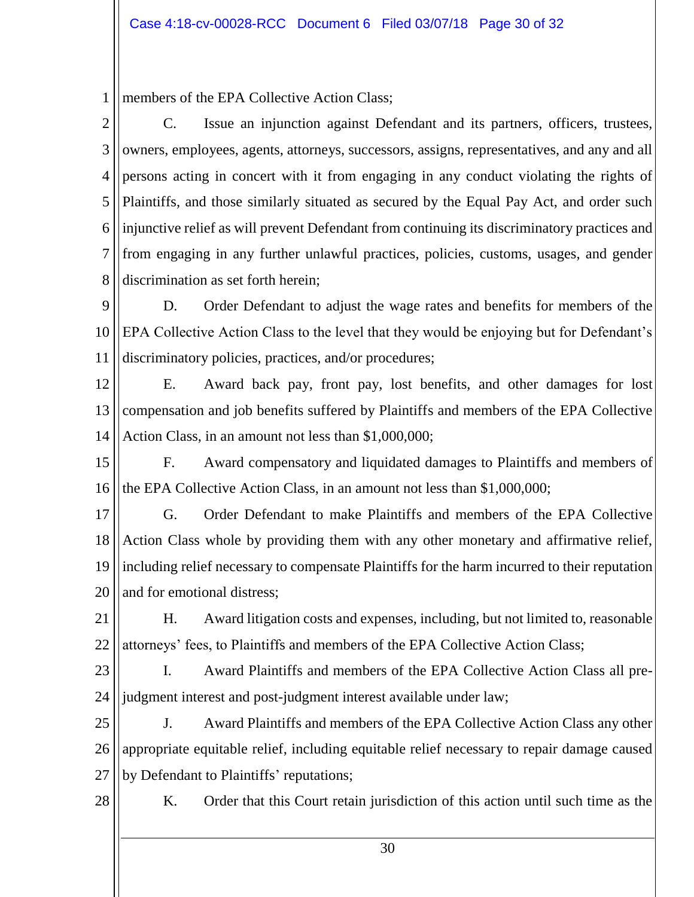members of the EPA Collective Action Class;

C. Issue an injunction against Defendant and its partners, officers, trustees, owners, employees, agents, attorneys, successors, assigns, representatives, and any and all persons acting in concert with it from engaging in any conduct violating the rights of Plaintiffs, and those similarly situated as secured by the Equal Pay Act, and order such injunctive relief as will prevent Defendant from continuing its discriminatory practices and from engaging in any further unlawful practices, policies, customs, usages, and gender discrimination as set forth herein;

D. Order Defendant to adjust the wage rates and benefits for members of the EPA Collective Action Class to the level that they would be enjoying but for Defendant's discriminatory policies, practices, and/or procedures;

E. Award back pay, front pay, lost benefits, and other damages for lost compensation and job benefits suffered by Plaintiffs and members of the EPA Collective Action Class, in an amount not less than $1,000,000;

F. Award compensatory and liquidated damages to Plaintiffs and members of the EPA Collective Action Class, in an amount not less than $1,000,000;

G. Order Defendant to make Plaintiffs and members of the EPA Collective Action Class whole by providing them with any other monetary and affirmative relief, including relief necessary to compensate Plaintiffs for the harm incurred to their reputation and for emotional distress;

H. Award litigation costs and expenses, including, but not limited to, reasonable attorneys' fees, to Plaintiffs and members of the EPA Collective Action Class;

I. Award Plaintiffs and members of the EPA Collective Action Class all pre-judgment interest and post-judgment interest available under law;

J. Award Plaintiffs and members of the EPA Collective Action Class any other appropriate equitable relief, including equitable relief necessary to repair damage caused by Defendant to Plaintiffs' reputations;

K. Order that this Court retain jurisdiction of this action until such time as the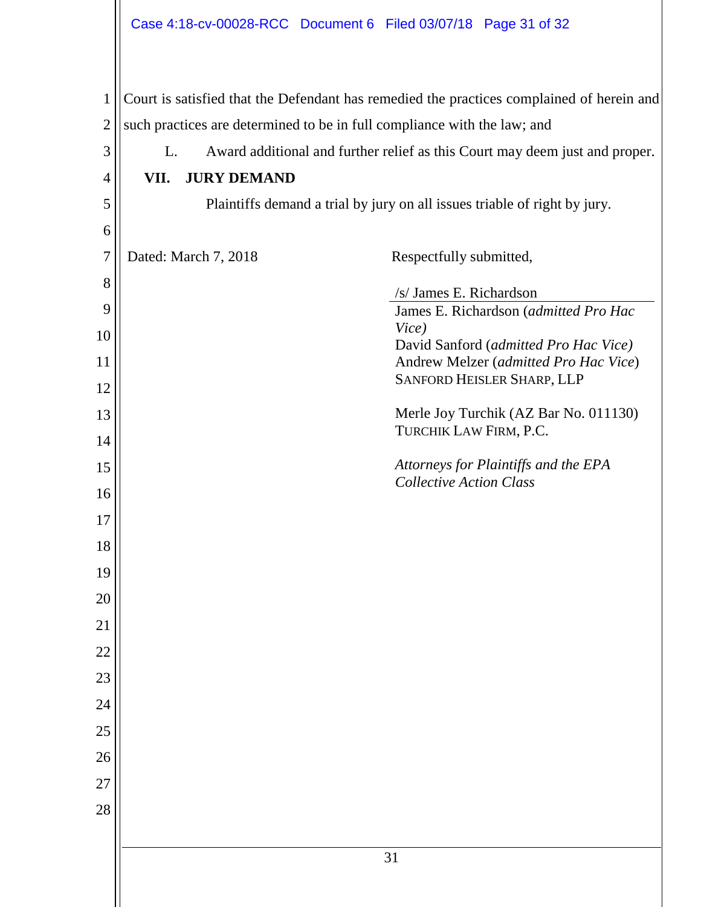Court is satisfied that the Defendant has remedied the practices complained of herein and such practices are determined to be in full compliance with the law; and

L. Award additional and further relief as this Court may deem just and proper.

## VII. JURY DEMAND

Plaintiffs demand a trial by jury on all issues triable of right by jury.

Dated: March 7, 2018

Respectfully submitted,

/s/ James E. Richardson
James E. Richardson (*admitted Pro Hac Vice)*
David Sanford (*admitted Pro Hac Vice)*
Andrew Melzer (*admitted Pro Hac Vice*)
SANFORD HEISLER SHARP, LLP

Merle Joy Turchik (AZ Bar No. 011130)
TURCHIK LAW FIRM, P.C.

*Attorneys for Plaintiffs and the EPA Collective Action Class*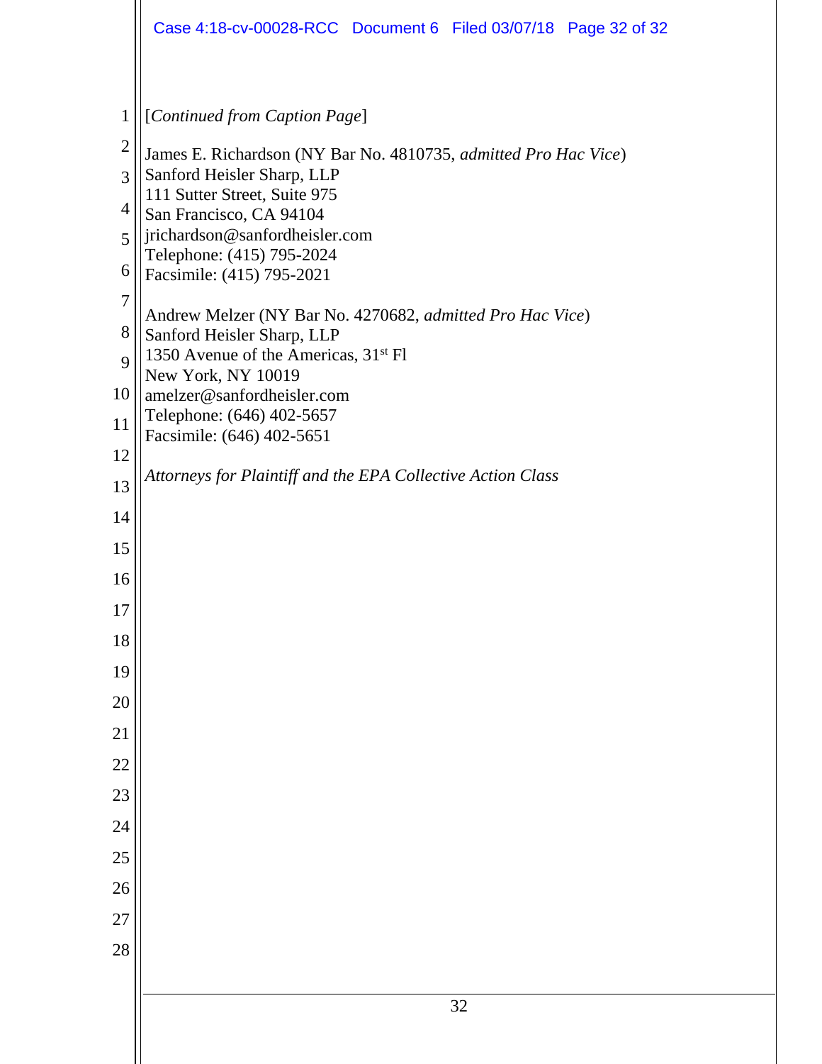[*Continued from Caption Page*]

James E. Richardson (NY Bar No. 4810735, *admitted Pro Hac Vice*)
Sanford Heisler Sharp, LLP
111 Sutter Street, Suite 975
San Francisco, CA 94104
jrichardson@sanfordheisler.com
Telephone: (415) 795-2024
Facsimile: (415) 795-2021

Andrew Melzer (NY Bar No. 4270682, *admitted Pro Hac Vice*)
Sanford Heisler Sharp, LLP
1350 Avenue of the Americas, 31st Fl
New York, NY 10019
amelzer@sanfordheisler.com
Telephone: (646) 402-5657
Facsimile: (646) 402-5651

*Attorneys for Plaintiff and the EPA Collective Action Class*